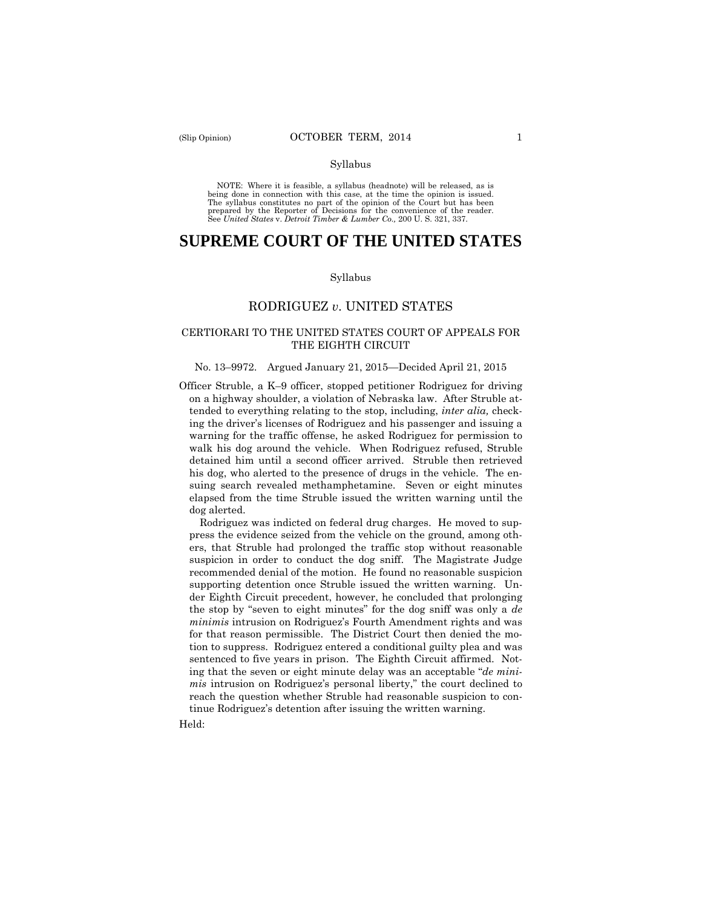Syllabus

NOTE: Where it is feasible, a syllabus (headnote) will be released, as is being done in connection with this case, at the time the opinion is issued. The syllabus constitutes no part of the opinion of the Court but has been prepared by the Reporter of Decisions for the convenience of the reader. See *United States* v. *Detroit Timber & Lumber Co.,* 200 U. S. 321, 337.

# SUPREME COURT OF THE UNITED STATES

Syllabus

## RODRIGUEZ *v*. UNITED STATES

### CERTIORARI TO THE UNITED STATES COURT OF APPEALS FOR THE EIGHTH CIRCUIT

No. 13–9972. Argued January 21, 2015—Decided April 21, 2015

Officer Struble, a K–9 officer, stopped petitioner Rodriguez for driving on a highway shoulder, a violation of Nebraska law. After Struble attended to everything relating to the stop, including, *inter alia,* checking the driver's licenses of Rodriguez and his passenger and issuing a warning for the traffic offense, he asked Rodriguez for permission to walk his dog around the vehicle. When Rodriguez refused, Struble detained him until a second officer arrived. Struble then retrieved his dog, who alerted to the presence of drugs in the vehicle. The ensuing search revealed methamphetamine. Seven or eight minutes elapsed from the time Struble issued the written warning until the dog alerted.

Rodriguez was indicted on federal drug charges. He moved to suppress the evidence seized from the vehicle on the ground, among others, that Struble had prolonged the traffic stop without reasonable suspicion in order to conduct the dog sniff. The Magistrate Judge recommended denial of the motion. He found no reasonable suspicion supporting detention once Struble issued the written warning. Under Eighth Circuit precedent, however, he concluded that prolonging the stop by "seven to eight minutes" for the dog sniff was only a *de minimis* intrusion on Rodriguez's Fourth Amendment rights and was for that reason permissible. The District Court then denied the motion to suppress. Rodriguez entered a conditional guilty plea and was sentenced to five years in prison. The Eighth Circuit affirmed. Noting that the seven or eight minute delay was an acceptable "*de minimis* intrusion on Rodriguez's personal liberty," the court declined to reach the question whether Struble had reasonable suspicion to continue Rodriguez's detention after issuing the written warning.

Held: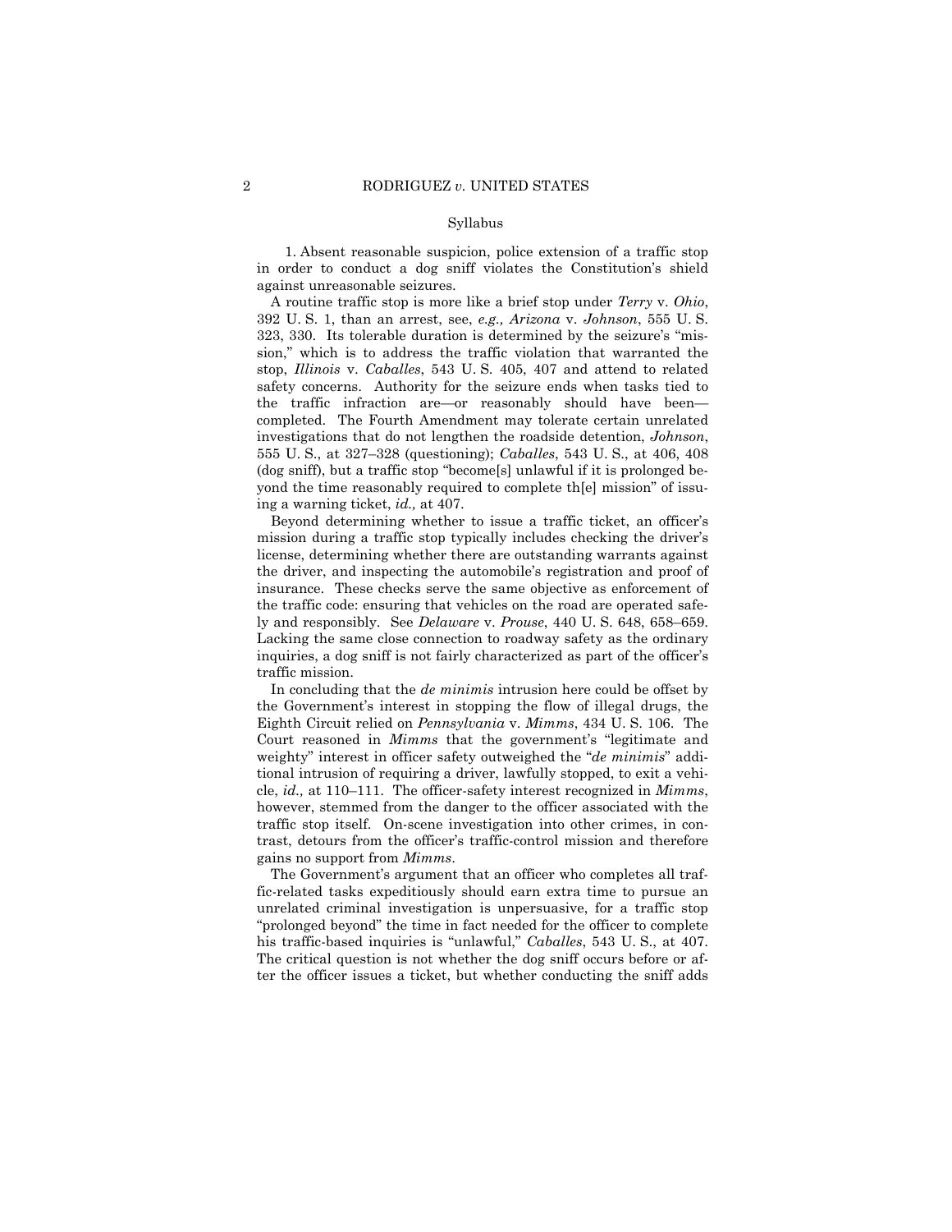Syllabus

1. Absent reasonable suspicion, police extension of a traffic stop in order to conduct a dog sniff violates the Constitution's shield against unreasonable seizures.

A routine traffic stop is more like a brief stop under *Terry* v. *Ohio*, 392 U. S. 1, than an arrest, see, *e.g., Arizona* v. *Johnson*, 555 U. S. 323, 330. Its tolerable duration is determined by the seizure's "mission," which is to address the traffic violation that warranted the stop, *Illinois* v. *Caballes*, 543 U. S. 405, 407 and attend to related safety concerns. Authority for the seizure ends when tasks tied to the traffic infraction are—or reasonably should have been—completed. The Fourth Amendment may tolerate certain unrelated investigations that do not lengthen the roadside detention, *Johnson*, 555 U. S., at 327–328 (questioning); *Caballes*, 543 U. S., at 406, 408 (dog sniff), but a traffic stop "become[s] unlawful if it is prolonged beyond the time reasonably required to complete th[e] mission" of issuing a warning ticket, *id.,* at 407.

Beyond determining whether to issue a traffic ticket, an officer's mission during a traffic stop typically includes checking the driver's license, determining whether there are outstanding warrants against the driver, and inspecting the automobile's registration and proof of insurance. These checks serve the same objective as enforcement of the traffic code: ensuring that vehicles on the road are operated safely and responsibly. See *Delaware* v. *Prouse*, 440 U. S. 648, 658–659. Lacking the same close connection to roadway safety as the ordinary inquiries, a dog sniff is not fairly characterized as part of the officer's traffic mission.

In concluding that the *de minimis* intrusion here could be offset by the Government's interest in stopping the flow of illegal drugs, the Eighth Circuit relied on *Pennsylvania* v. *Mimms*, 434 U. S. 106. The Court reasoned in *Mimms* that the government's "legitimate and weighty" interest in officer safety outweighed the "*de minimis*" additional intrusion of requiring a driver, lawfully stopped, to exit a vehicle, *id.,* at 110–111. The officer-safety interest recognized in *Mimms*, however, stemmed from the danger to the officer associated with the traffic stop itself. On-scene investigation into other crimes, in contrast, detours from the officer's traffic-control mission and therefore gains no support from *Mimms*.

The Government's argument that an officer who completes all traffic-related tasks expeditiously should earn extra time to pursue an unrelated criminal investigation is unpersuasive, for a traffic stop "prolonged beyond" the time in fact needed for the officer to complete his traffic-based inquiries is "unlawful," *Caballes*, 543 U. S., at 407. The critical question is not whether the dog sniff occurs before or after the officer issues a ticket, but whether conducting the sniff adds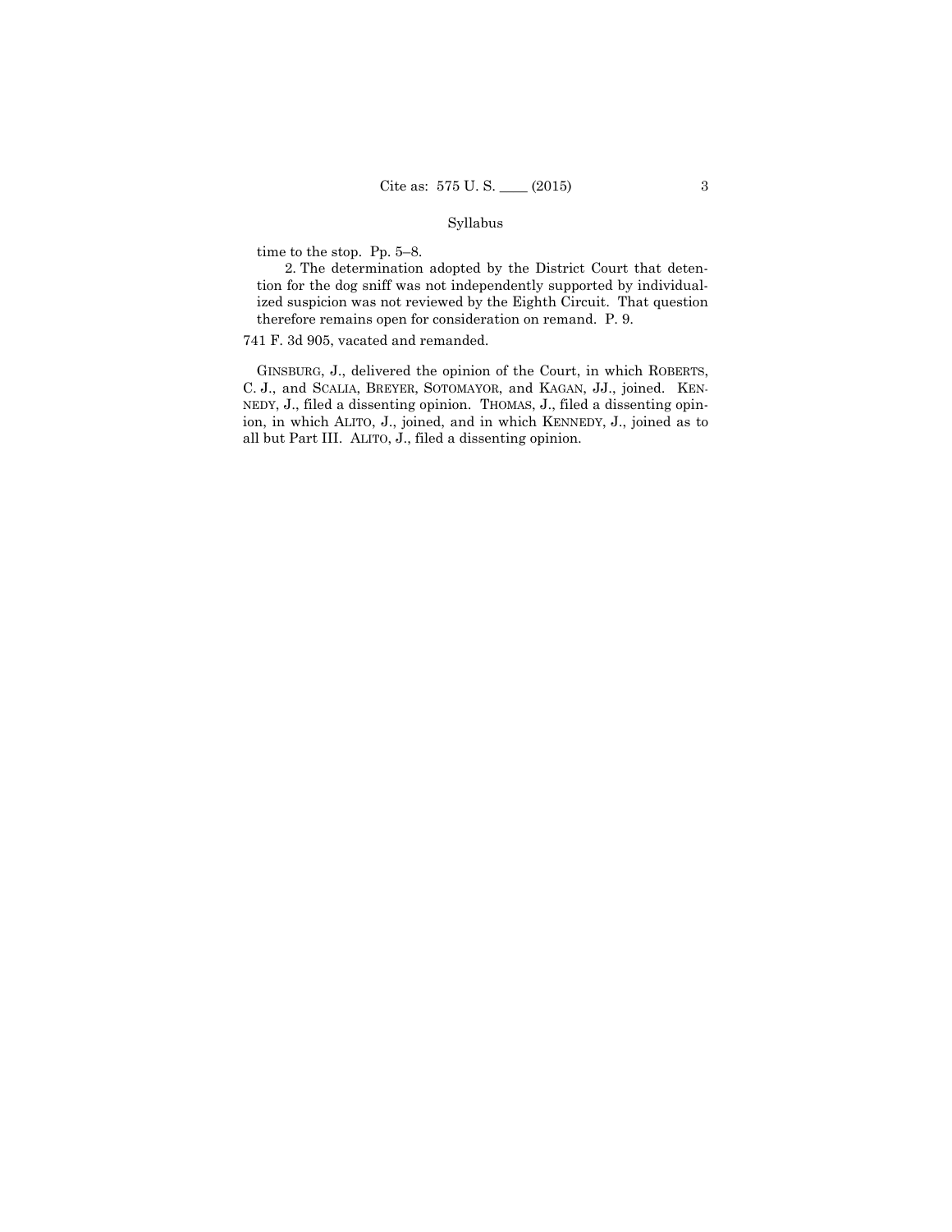time to the stop. Pp. 5–8.

2. The determination adopted by the District Court that detention for the dog sniff was not independently supported by individualized suspicion was not reviewed by the Eighth Circuit. That question therefore remains open for consideration on remand. P. 9.

741 F. 3d 905, vacated and remanded.

GINSBURG, J., delivered the opinion of the Court, in which ROBERTS, C. J., and SCALIA, BREYER, SOTOMAYOR, and KAGAN, JJ., joined. KENNEDY, J., filed a dissenting opinion. THOMAS, J., filed a dissenting opinion, in which ALITO, J., joined, and in which KENNEDY, J., joined as to all but Part III. ALITO, J., filed a dissenting opinion.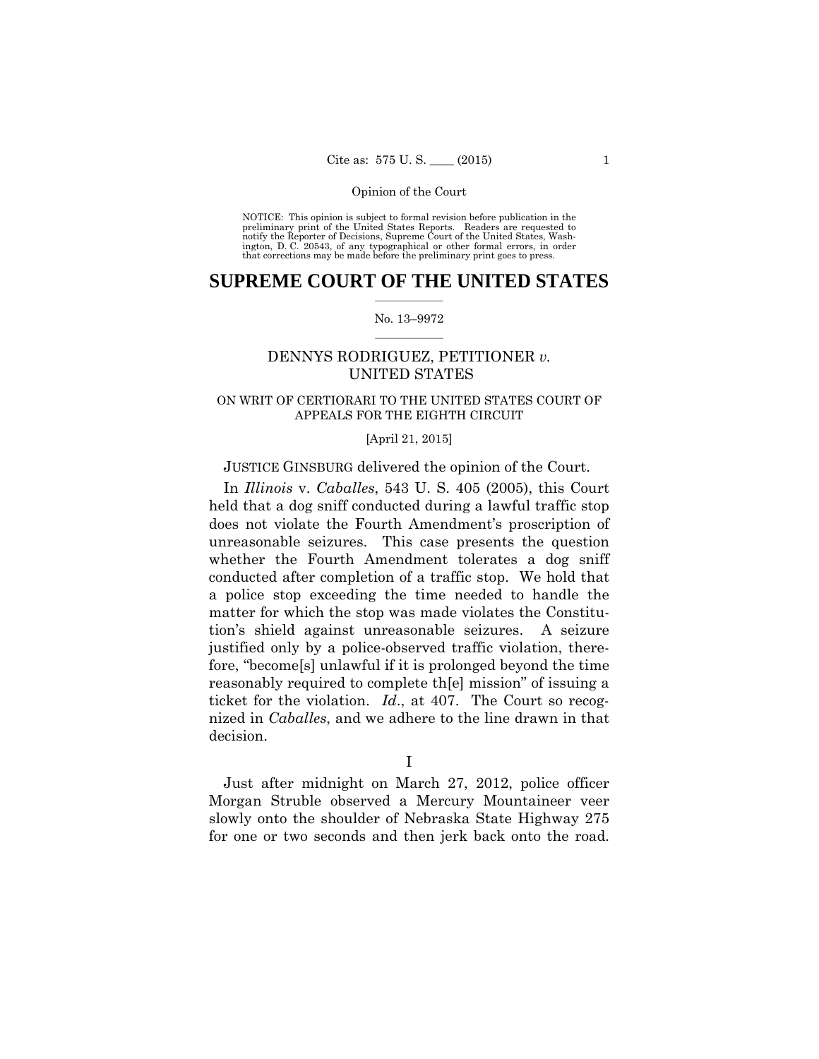NOTICE: This opinion is subject to formal revision before publication in the preliminary print of the United States Reports. Readers are requested to notify the Reporter of Decisions, Supreme Court of the United States, Washington, D. C. 20543, of any typographical or other formal errors, in order that corrections may be made before the preliminary print goes to press.

# SUPREME COURT OF THE UNITED STATES

No. 13–9972

DENNYS RODRIGUEZ, PETITIONER *v.* UNITED STATES

ON WRIT OF CERTIORARI TO THE UNITED STATES COURT OF APPEALS FOR THE EIGHTH CIRCUIT

[April 21, 2015]

JUSTICE GINSBURG delivered the opinion of the Court.

In *Illinois* v. *Caballes*, 543 U. S. 405 (2005), this Court held that a dog sniff conducted during a lawful traffic stop does not violate the Fourth Amendment's proscription of unreasonable seizures. This case presents the question whether the Fourth Amendment tolerates a dog sniff conducted after completion of a traffic stop. We hold that a police stop exceeding the time needed to handle the matter for which the stop was made violates the Constitution's shield against unreasonable seizures. A seizure justified only by a police-observed traffic violation, therefore, "become[s] unlawful if it is prolonged beyond the time reasonably required to complete th[e] mission" of issuing a ticket for the violation. *Id*., at 407. The Court so recognized in *Caballes*, and we adhere to the line drawn in that decision.

I

Just after midnight on March 27, 2012, police officer Morgan Struble observed a Mercury Mountaineer veer slowly onto the shoulder of Nebraska State Highway 275 for one or two seconds and then jerk back onto the road.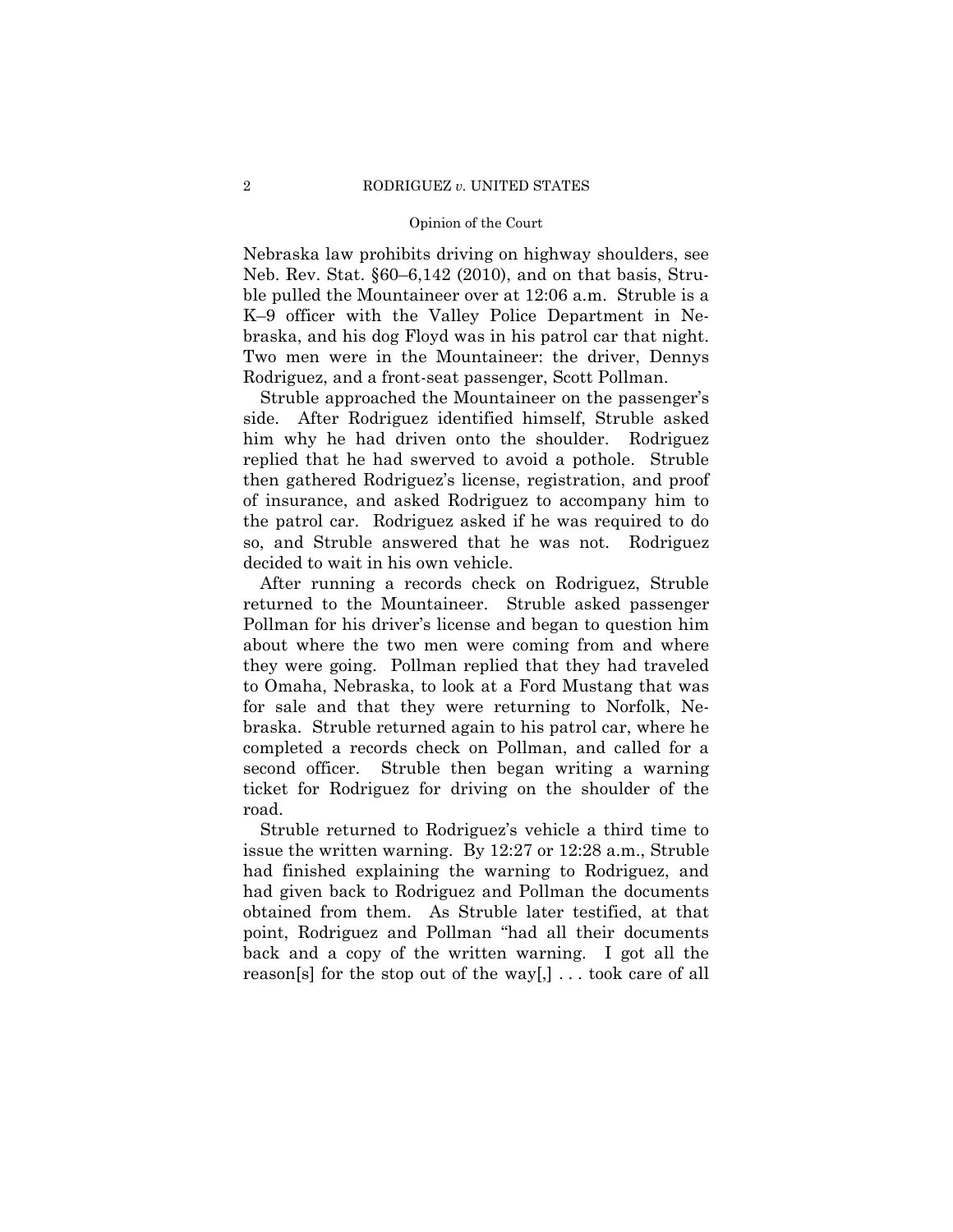Nebraska law prohibits driving on highway shoulders, see Neb. Rev. Stat. §60–6,142 (2010), and on that basis, Struble pulled the Mountaineer over at 12:06 a.m. Struble is a K–9 officer with the Valley Police Department in Nebraska, and his dog Floyd was in his patrol car that night. Two men were in the Mountaineer: the driver, Dennys Rodriguez, and a front-seat passenger, Scott Pollman.

Struble approached the Mountaineer on the passenger's side. After Rodriguez identified himself, Struble asked him why he had driven onto the shoulder. Rodriguez replied that he had swerved to avoid a pothole. Struble then gathered Rodriguez's license, registration, and proof of insurance, and asked Rodriguez to accompany him to the patrol car. Rodriguez asked if he was required to do so, and Struble answered that he was not. Rodriguez decided to wait in his own vehicle.

After running a records check on Rodriguez, Struble returned to the Mountaineer. Struble asked passenger Pollman for his driver's license and began to question him about where the two men were coming from and where they were going. Pollman replied that they had traveled to Omaha, Nebraska, to look at a Ford Mustang that was for sale and that they were returning to Norfolk, Nebraska. Struble returned again to his patrol car, where he completed a records check on Pollman, and called for a second officer. Struble then began writing a warning ticket for Rodriguez for driving on the shoulder of the road.

Struble returned to Rodriguez's vehicle a third time to issue the written warning. By 12:27 or 12:28 a.m., Struble had finished explaining the warning to Rodriguez, and had given back to Rodriguez and Pollman the documents obtained from them. As Struble later testified, at that point, Rodriguez and Pollman "had all their documents back and a copy of the written warning. I got all the reason[s] for the stop out of the way[,] . . . took care of all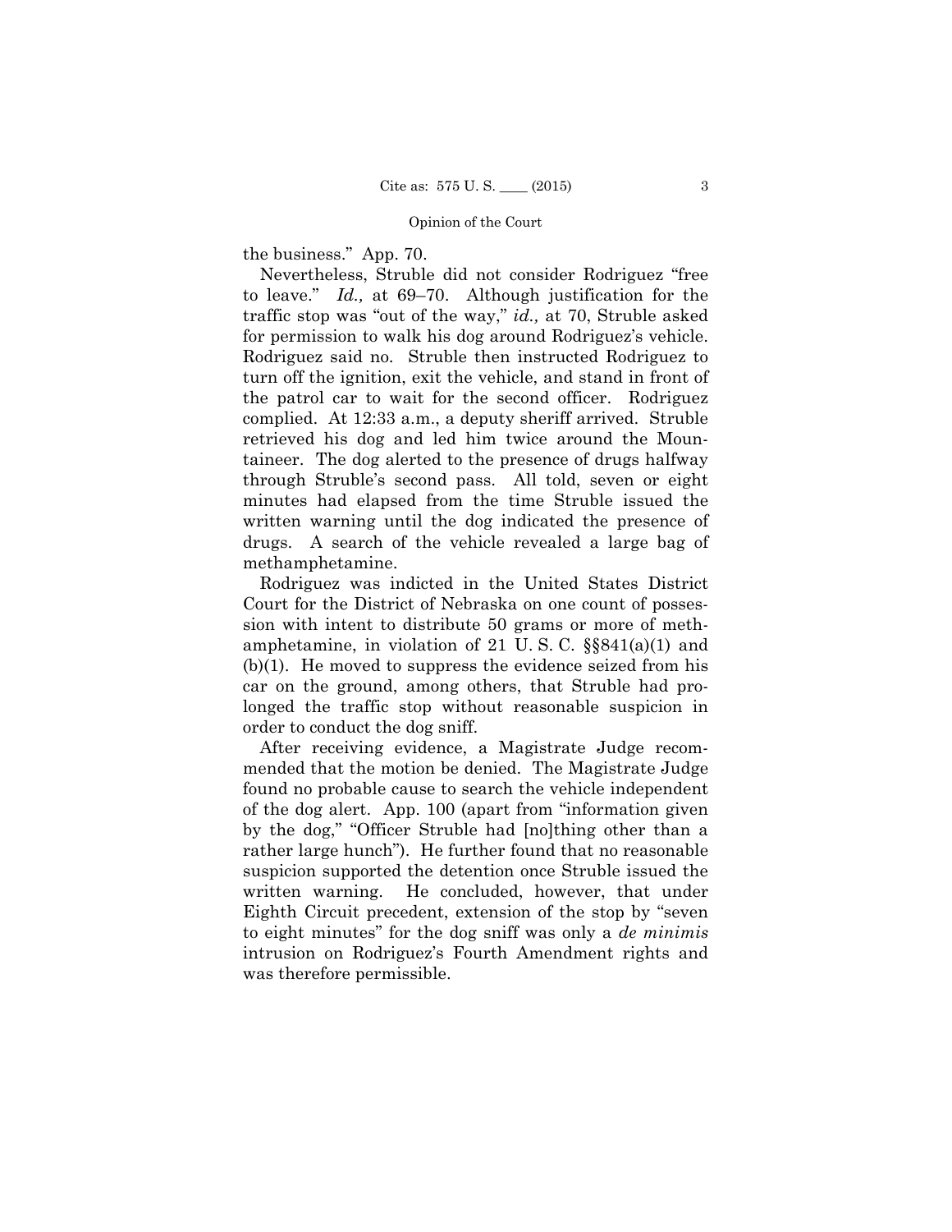the business." App. 70.

Nevertheless, Struble did not consider Rodriguez "free to leave." *Id.,* at 69–70. Although justification for the traffic stop was "out of the way," *id.,* at 70, Struble asked for permission to walk his dog around Rodriguez's vehicle. Rodriguez said no. Struble then instructed Rodriguez to turn off the ignition, exit the vehicle, and stand in front of the patrol car to wait for the second officer. Rodriguez complied. At 12:33 a.m., a deputy sheriff arrived. Struble retrieved his dog and led him twice around the Mountaineer. The dog alerted to the presence of drugs halfway through Struble's second pass. All told, seven or eight minutes had elapsed from the time Struble issued the written warning until the dog indicated the presence of drugs. A search of the vehicle revealed a large bag of methamphetamine.

Rodriguez was indicted in the United States District Court for the District of Nebraska on one count of possession with intent to distribute 50 grams or more of methamphetamine, in violation of 21 U. S. C. §§841(a)(1) and (b)(1). He moved to suppress the evidence seized from his car on the ground, among others, that Struble had prolonged the traffic stop without reasonable suspicion in order to conduct the dog sniff.

After receiving evidence, a Magistrate Judge recommended that the motion be denied. The Magistrate Judge found no probable cause to search the vehicle independent of the dog alert. App. 100 (apart from "information given by the dog," "Officer Struble had [no]thing other than a rather large hunch"). He further found that no reasonable suspicion supported the detention once Struble issued the written warning. He concluded, however, that under Eighth Circuit precedent, extension of the stop by "seven to eight minutes" for the dog sniff was only a *de minimis* intrusion on Rodriguez's Fourth Amendment rights and was therefore permissible.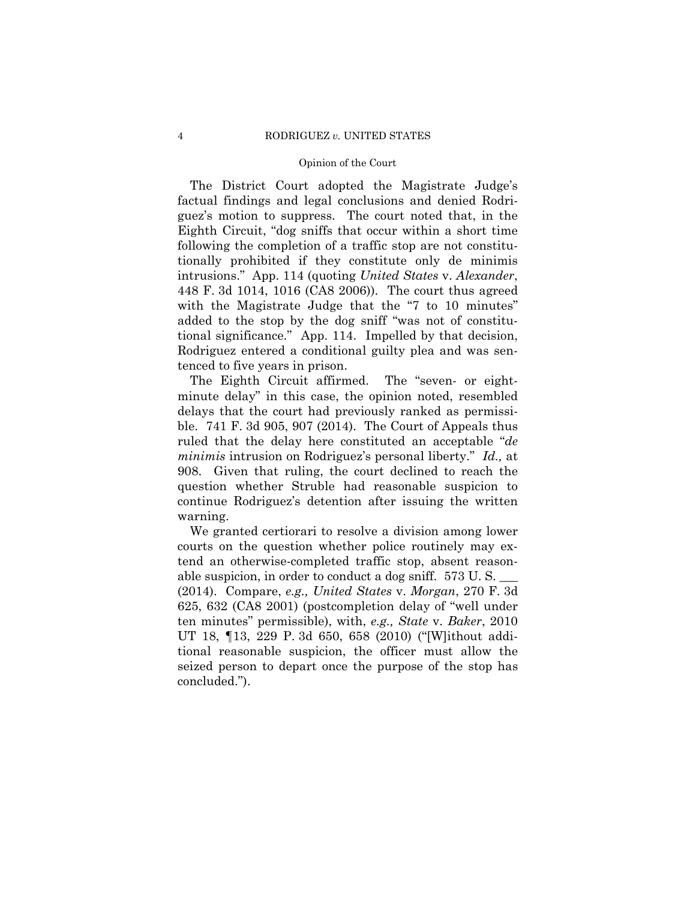The District Court adopted the Magistrate Judge's factual findings and legal conclusions and denied Rodriguez's motion to suppress. The court noted that, in the Eighth Circuit, "dog sniffs that occur within a short time following the completion of a traffic stop are not constitutionally prohibited if they constitute only de minimis intrusions." App. 114 (quoting *United States* v. *Alexander*, 448 F. 3d 1014, 1016 (CA8 2006)). The court thus agreed with the Magistrate Judge that the "7 to 10 minutes" added to the stop by the dog sniff "was not of constitutional significance." App. 114. Impelled by that decision, Rodriguez entered a conditional guilty plea and was sentenced to five years in prison.

The Eighth Circuit affirmed. The "seven- or eight-minute delay" in this case, the opinion noted, resembled delays that the court had previously ranked as permissible. 741 F. 3d 905, 907 (2014). The Court of Appeals thus ruled that the delay here constituted an acceptable "*de minimis* intrusion on Rodriguez's personal liberty." *Id.,* at 908. Given that ruling, the court declined to reach the question whether Struble had reasonable suspicion to continue Rodriguez's detention after issuing the written warning.

We granted certiorari to resolve a division among lower courts on the question whether police routinely may extend an otherwise-completed traffic stop, absent reasonable suspicion, in order to conduct a dog sniff. 573 U. S. ___ (2014). Compare, *e.g., United States* v. *Morgan*, 270 F. 3d 625, 632 (CA8 2001) (postcompletion delay of "well under ten minutes" permissible), with, *e.g., State* v. *Baker*, 2010 UT 18, ¶13, 229 P. 3d 650, 658 (2010) ("[W]ithout additional reasonable suspicion, the officer must allow the seized person to depart once the purpose of the stop has concluded.").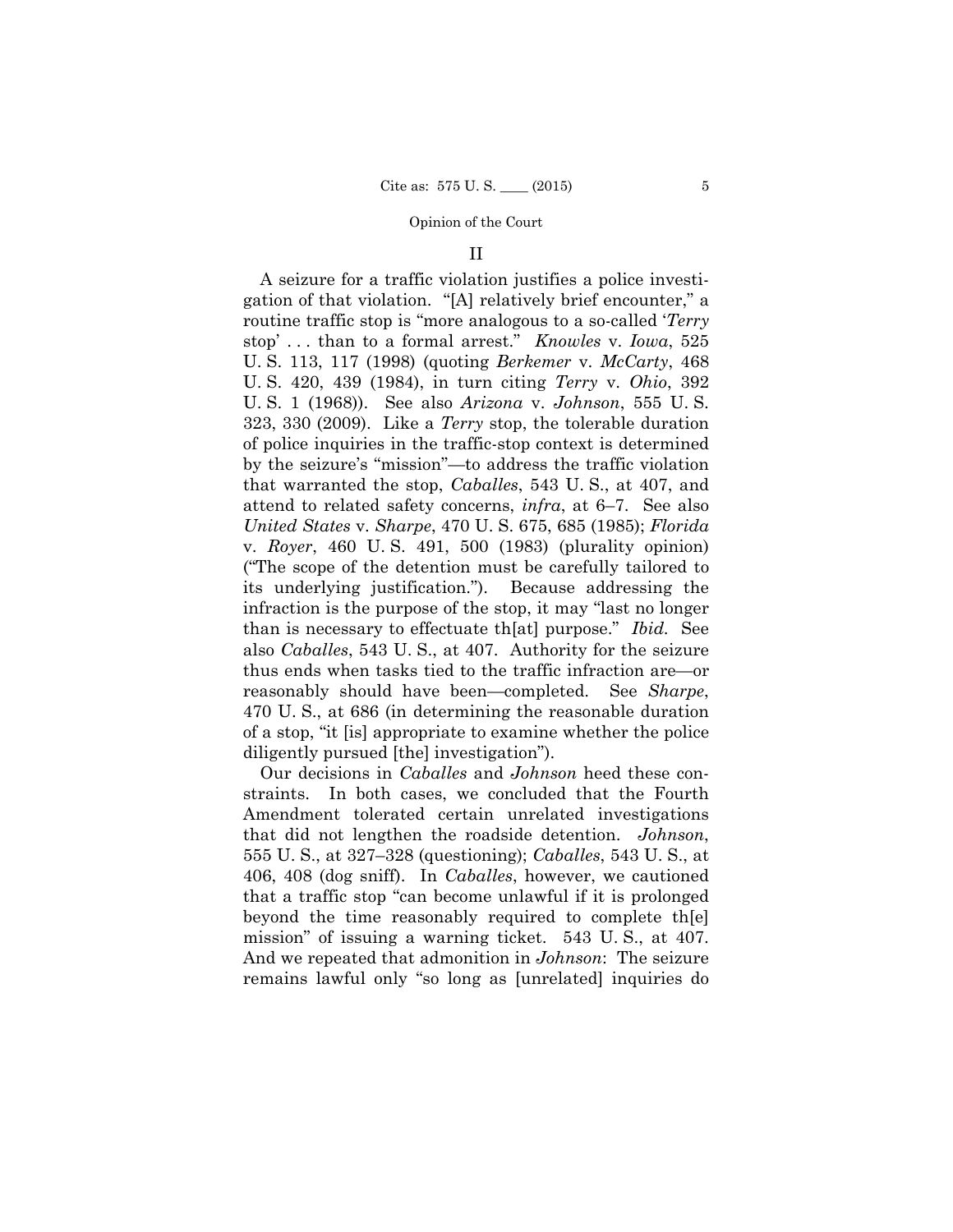## II

A seizure for a traffic violation justifies a police investigation of that violation. "[A] relatively brief encounter," a routine traffic stop is "more analogous to a so-called '*Terry* stop' . . . than to a formal arrest." *Knowles* v. *Iowa*, 525 U. S. 113, 117 (1998) (quoting *Berkemer* v. *McCarty*, 468 U. S. 420, 439 (1984), in turn citing *Terry* v. *Ohio*, 392 U. S. 1 (1968)). See also *Arizona* v. *Johnson*, 555 U. S. 323, 330 (2009). Like a *Terry* stop, the tolerable duration of police inquiries in the traffic-stop context is determined by the seizure's "mission"—to address the traffic violation that warranted the stop, *Caballes*, 543 U. S., at 407, and attend to related safety concerns, *infra*, at 6–7. See also *United States* v. *Sharpe*, 470 U. S. 675, 685 (1985); *Florida* v. *Royer*, 460 U. S. 491, 500 (1983) (plurality opinion) ("The scope of the detention must be carefully tailored to its underlying justification."). Because addressing the infraction is the purpose of the stop, it may "last no longer than is necessary to effectuate th[at] purpose." *Ibid.* See also *Caballes*, 543 U. S., at 407. Authority for the seizure thus ends when tasks tied to the traffic infraction are—or reasonably should have been—completed. See *Sharpe*, 470 U. S., at 686 (in determining the reasonable duration of a stop, "it [is] appropriate to examine whether the police diligently pursued [the] investigation").

Our decisions in *Caballes* and *Johnson* heed these constraints. In both cases, we concluded that the Fourth Amendment tolerated certain unrelated investigations that did not lengthen the roadside detention. *Johnson*, 555 U. S., at 327–328 (questioning); *Caballes*, 543 U. S., at 406, 408 (dog sniff). In *Caballes*, however, we cautioned that a traffic stop "can become unlawful if it is prolonged beyond the time reasonably required to complete th[e] mission" of issuing a warning ticket. 543 U. S., at 407. And we repeated that admonition in *Johnson*: The seizure remains lawful only "so long as [unrelated] inquiries do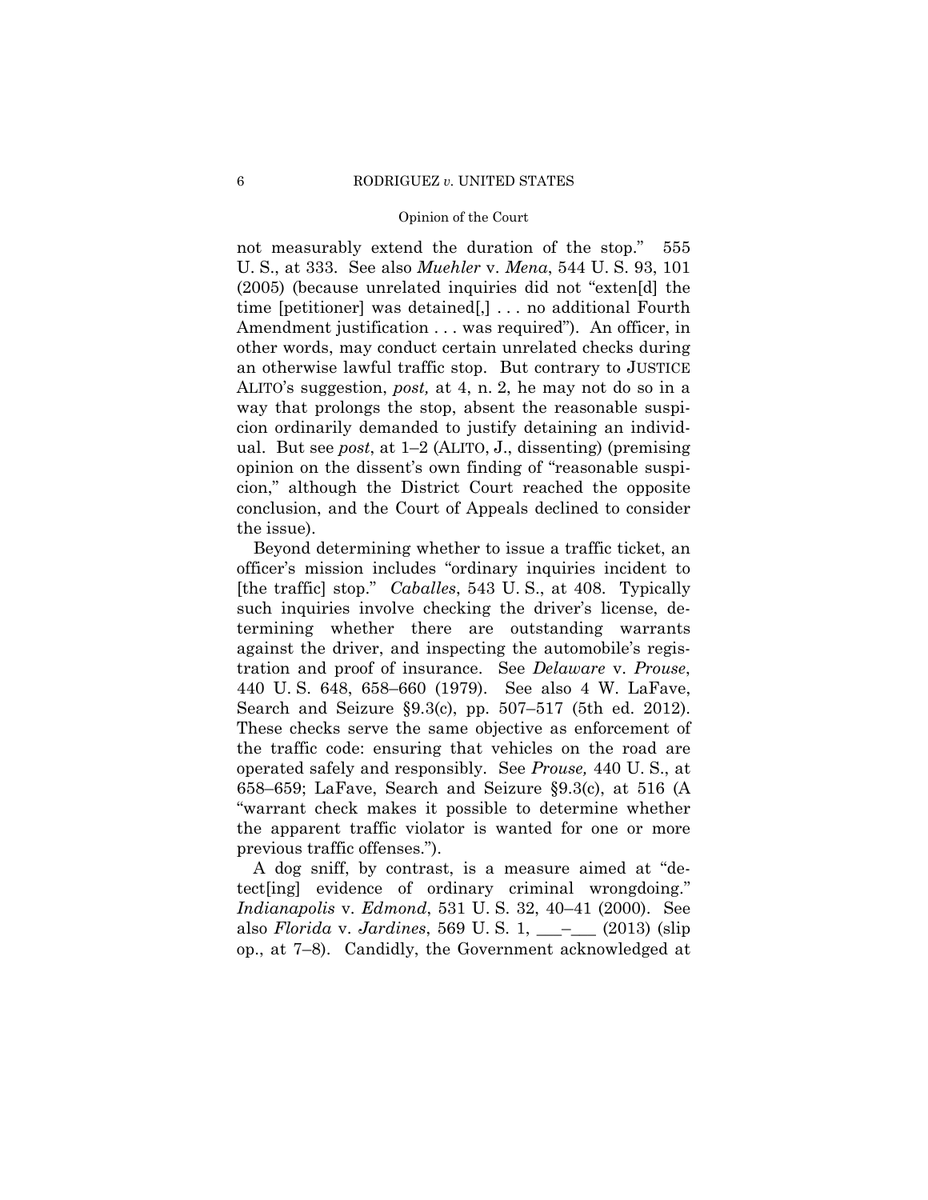not measurably extend the duration of the stop." 555 U. S., at 333. See also *Muehler* v. *Mena*, 544 U. S. 93, 101 (2005) (because unrelated inquiries did not "exten[d] the time [petitioner] was detained[,] . . . no additional Fourth Amendment justification . . . was required"). An officer, in other words, may conduct certain unrelated checks during an otherwise lawful traffic stop. But contrary to JUSTICE ALITO's suggestion, *post,* at 4, n. 2, he may not do so in a way that prolongs the stop, absent the reasonable suspicion ordinarily demanded to justify detaining an individual. But see *post*, at 1–2 (ALITO, J., dissenting) (premising opinion on the dissent's own finding of "reasonable suspicion," although the District Court reached the opposite conclusion, and the Court of Appeals declined to consider the issue).

Beyond determining whether to issue a traffic ticket, an officer's mission includes "ordinary inquiries incident to [the traffic] stop." *Caballes*, 543 U. S., at 408. Typically such inquiries involve checking the driver's license, determining whether there are outstanding warrants against the driver, and inspecting the automobile's registration and proof of insurance. See *Delaware* v. *Prouse*, 440 U. S. 648, 658–660 (1979). See also 4 W. LaFave, Search and Seizure §9.3(c), pp. 507–517 (5th ed. 2012). These checks serve the same objective as enforcement of the traffic code: ensuring that vehicles on the road are operated safely and responsibly. See *Prouse,* 440 U. S., at 658–659; LaFave, Search and Seizure §9.3(c), at 516 (A "warrant check makes it possible to determine whether the apparent traffic violator is wanted for one or more previous traffic offenses.").

A dog sniff, by contrast, is a measure aimed at "detect[ing] evidence of ordinary criminal wrongdoing." *Indianapolis* v. *Edmond*, 531 U. S. 32, 40–41 (2000). See also *Florida* v. *Jardines*, 569 U. S. 1, ___–___ (2013) (slip op., at 7–8). Candidly, the Government acknowledged at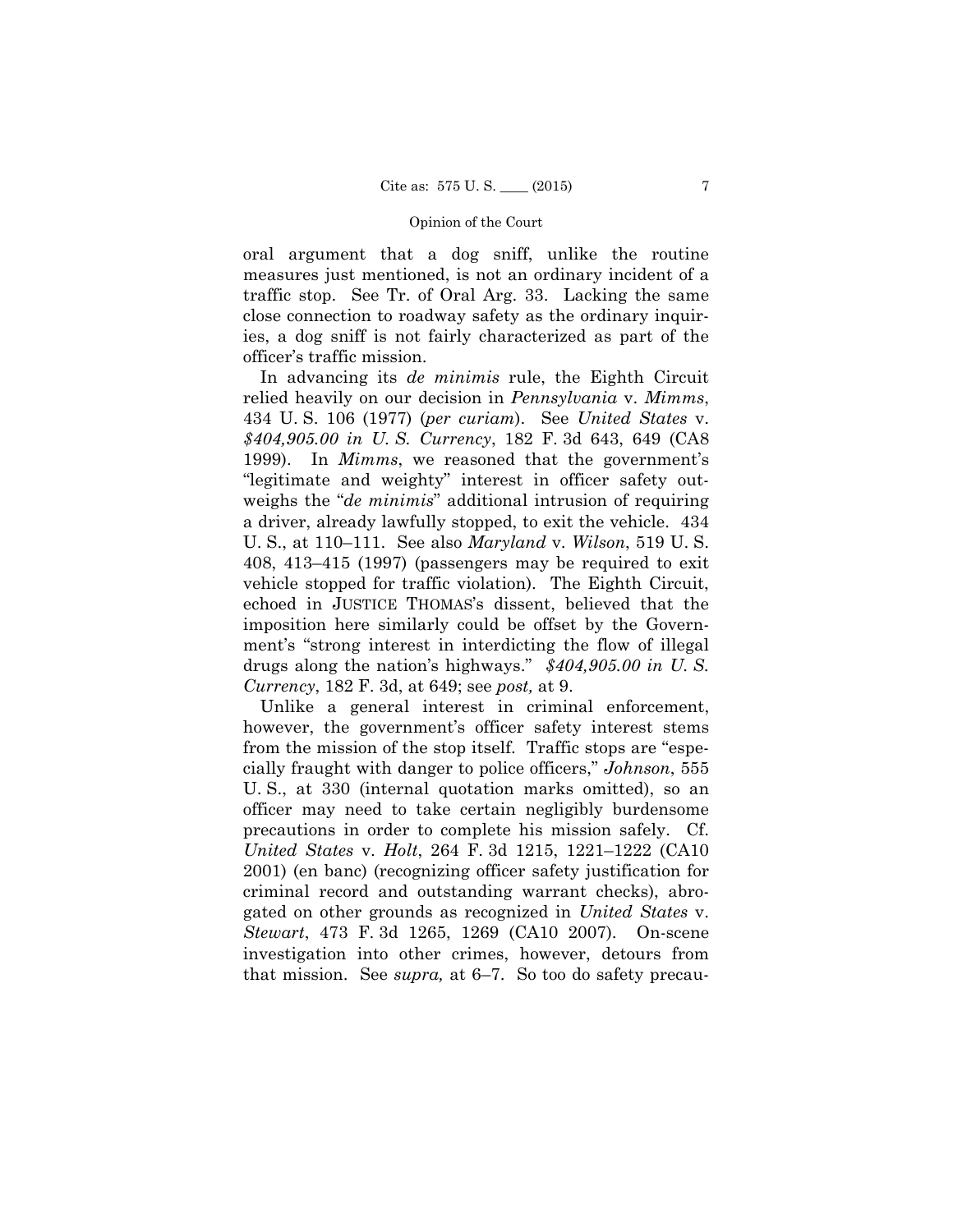oral argument that a dog sniff, unlike the routine measures just mentioned, is not an ordinary incident of a traffic stop. See Tr. of Oral Arg. 33. Lacking the same close connection to roadway safety as the ordinary inquiries, a dog sniff is not fairly characterized as part of the officer's traffic mission.

In advancing its *de minimis* rule, the Eighth Circuit relied heavily on our decision in *Pennsylvania* v. *Mimms*, 434 U. S. 106 (1977) (*per curiam*). See *United States* v. *$404,905.00 in U. S. Currency*, 182 F. 3d 643, 649 (CA8 1999). In *Mimms*, we reasoned that the government's "legitimate and weighty" interest in officer safety outweighs the "*de minimis*" additional intrusion of requiring a driver, already lawfully stopped, to exit the vehicle. 434 U. S., at 110–111. See also *Maryland* v. *Wilson*, 519 U. S. 408, 413–415 (1997) (passengers may be required to exit vehicle stopped for traffic violation). The Eighth Circuit, echoed in JUSTICE THOMAS's dissent, believed that the imposition here similarly could be offset by the Government's "strong interest in interdicting the flow of illegal drugs along the nation's highways." *$404,905.00 in U. S. Currency*, 182 F. 3d, at 649; see *post,* at 9.

Unlike a general interest in criminal enforcement, however, the government's officer safety interest stems from the mission of the stop itself. Traffic stops are "especially fraught with danger to police officers," *Johnson*, 555 U. S., at 330 (internal quotation marks omitted), so an officer may need to take certain negligibly burdensome precautions in order to complete his mission safely. Cf. *United States* v. *Holt*, 264 F. 3d 1215, 1221–1222 (CA10 2001) (en banc) (recognizing officer safety justification for criminal record and outstanding warrant checks), abrogated on other grounds as recognized in *United States* v. *Stewart*, 473 F. 3d 1265, 1269 (CA10 2007). On-scene investigation into other crimes, however, detours from that mission. See *supra,* at 6–7. So too do safety precau-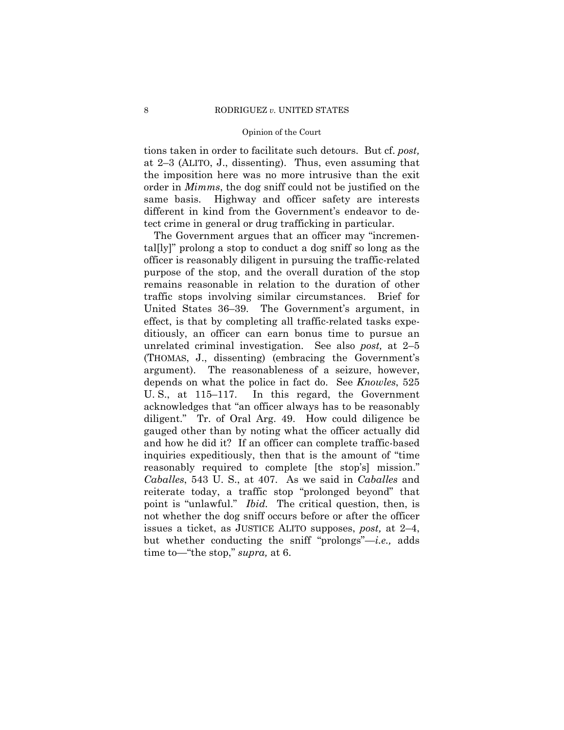tions taken in order to facilitate such detours. But cf. *post,* at 2–3 (ALITO, J., dissenting). Thus, even assuming that the imposition here was no more intrusive than the exit order in *Mimms*, the dog sniff could not be justified on the same basis. Highway and officer safety are interests different in kind from the Government's endeavor to detect crime in general or drug trafficking in particular.

The Government argues that an officer may "incremental[ly]" prolong a stop to conduct a dog sniff so long as the officer is reasonably diligent in pursuing the traffic-related purpose of the stop, and the overall duration of the stop remains reasonable in relation to the duration of other traffic stops involving similar circumstances. Brief for United States 36–39. The Government's argument, in effect, is that by completing all traffic-related tasks expeditiously, an officer can earn bonus time to pursue an unrelated criminal investigation. See also *post,* at 2–5 (THOMAS, J., dissenting) (embracing the Government's argument). The reasonableness of a seizure, however, depends on what the police in fact do. See *Knowles*, 525 U. S., at 115–117. In this regard, the Government acknowledges that "an officer always has to be reasonably diligent." Tr. of Oral Arg. 49. How could diligence be gauged other than by noting what the officer actually did and how he did it? If an officer can complete traffic-based inquiries expeditiously, then that is the amount of "time reasonably required to complete [the stop's] mission." *Caballes*, 543 U. S., at 407. As we said in *Caballes* and reiterate today, a traffic stop "prolonged beyond" that point is "unlawful." *Ibid.* The critical question, then, is not whether the dog sniff occurs before or after the officer issues a ticket, as JUSTICE ALITO supposes, *post,* at 2–4, but whether conducting the sniff "prolongs"—*i.e.,* adds time to—"the stop," *supra,* at 6.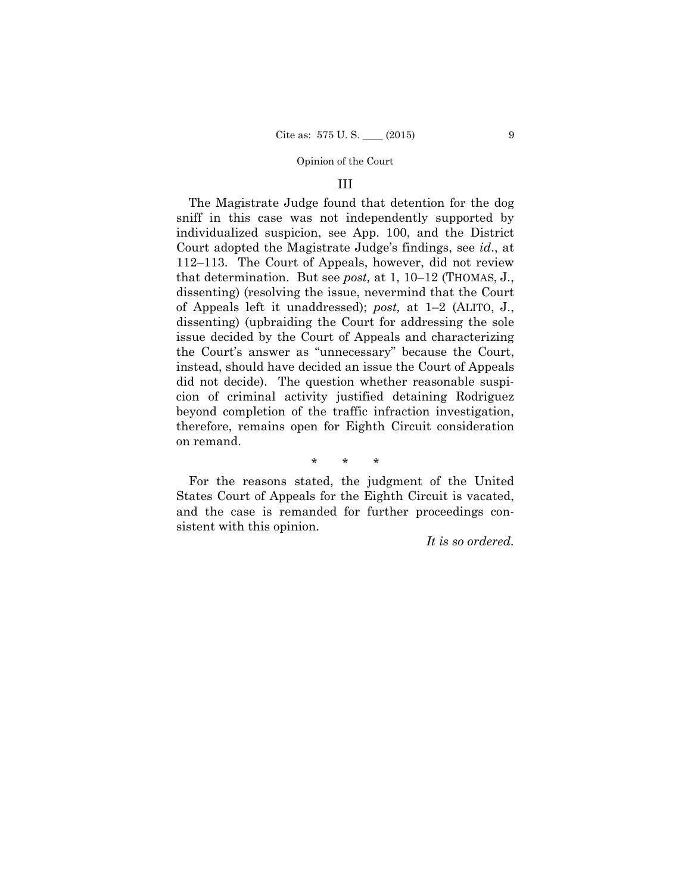## III

The Magistrate Judge found that detention for the dog sniff in this case was not independently supported by individualized suspicion, see App. 100, and the District Court adopted the Magistrate Judge's findings, see *id*., at 112–113. The Court of Appeals, however, did not review that determination. But see *post,* at 1, 10–12 (THOMAS, J., dissenting) (resolving the issue, nevermind that the Court of Appeals left it unaddressed); *post,* at 1–2 (ALITO, J., dissenting) (upbraiding the Court for addressing the sole issue decided by the Court of Appeals and characterizing the Court's answer as "unnecessary" because the Court, instead, should have decided an issue the Court of Appeals did not decide). The question whether reasonable suspicion of criminal activity justified detaining Rodriguez beyond completion of the traffic infraction investigation, therefore, remains open for Eighth Circuit consideration on remand.

\* \* \*

For the reasons stated, the judgment of the United States Court of Appeals for the Eighth Circuit is vacated, and the case is remanded for further proceedings consistent with this opinion.

*It is so ordered.*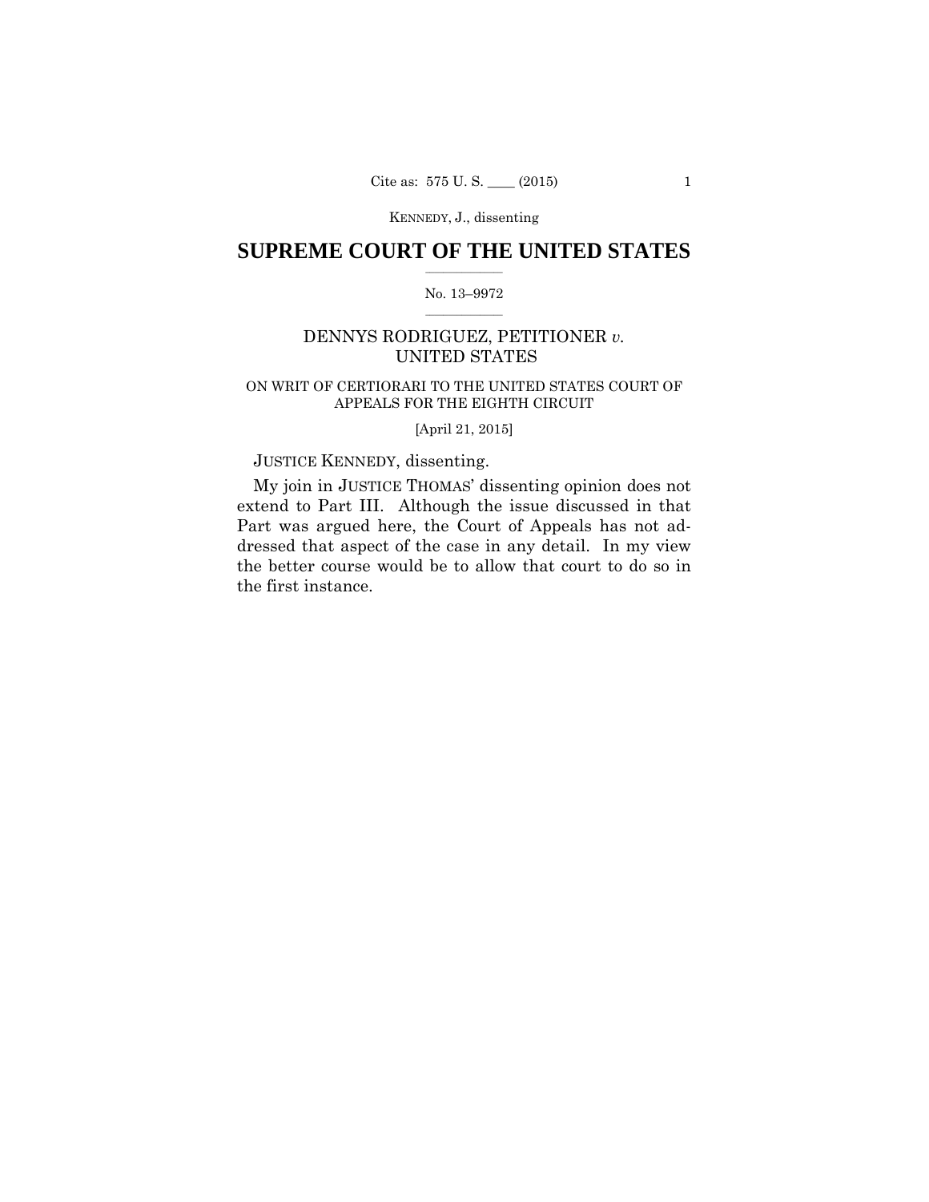# SUPREME COURT OF THE UNITED STATES

No. 13–9972

DENNYS RODRIGUEZ, PETITIONER *v.* UNITED STATES

ON WRIT OF CERTIORARI TO THE UNITED STATES COURT OF APPEALS FOR THE EIGHTH CIRCUIT

[April 21, 2015]

JUSTICE KENNEDY, dissenting.

My join in JUSTICE THOMAS' dissenting opinion does not extend to Part III. Although the issue discussed in that Part was argued here, the Court of Appeals has not addressed that aspect of the case in any detail. In my view the better course would be to allow that court to do so in the first instance.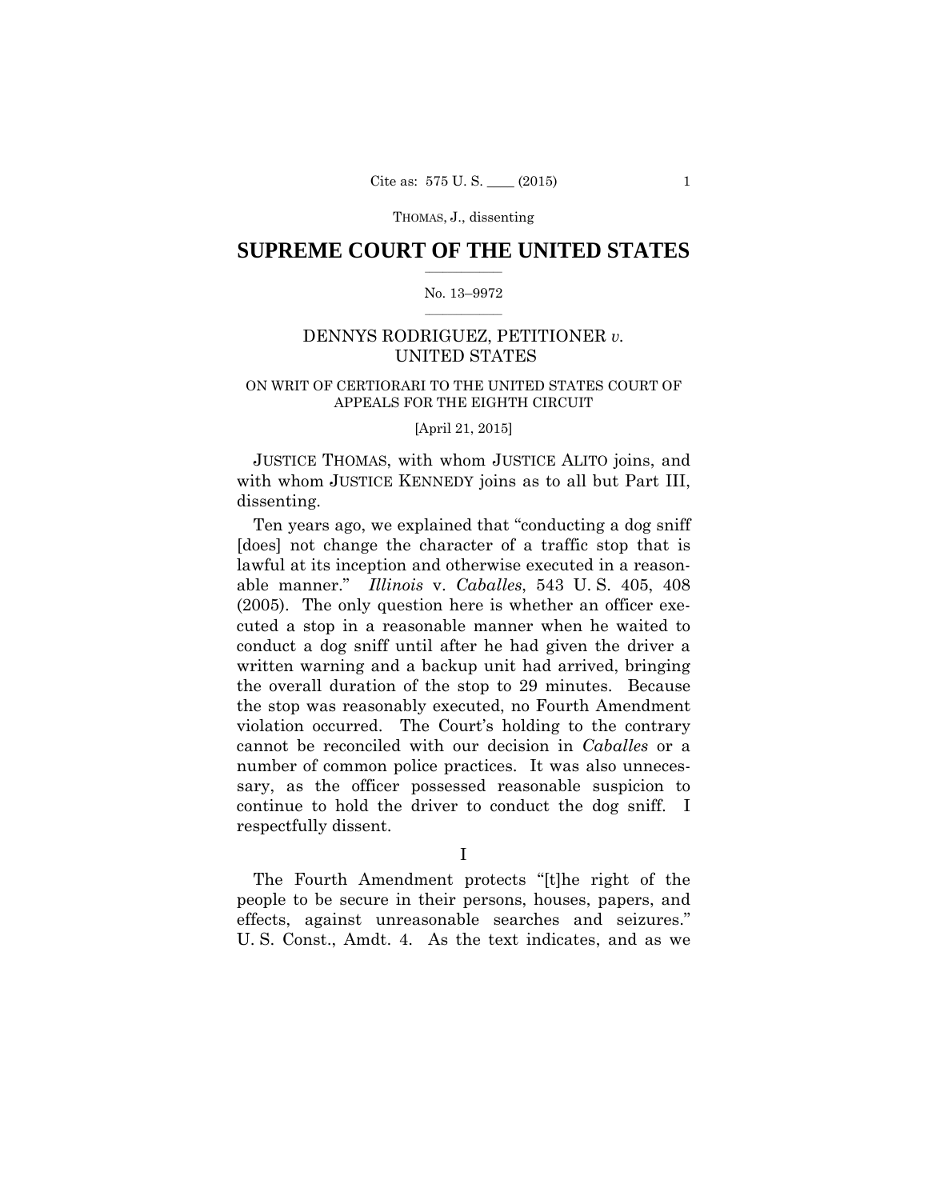# SUPREME COURT OF THE UNITED STATES

No. 13–9972

DENNYS RODRIGUEZ, PETITIONER *v.* UNITED STATES

ON WRIT OF CERTIORARI TO THE UNITED STATES COURT OF APPEALS FOR THE EIGHTH CIRCUIT

[April 21, 2015]

JUSTICE THOMAS, with whom JUSTICE ALITO joins, and with whom JUSTICE KENNEDY joins as to all but Part III, dissenting.

Ten years ago, we explained that "conducting a dog sniff [does] not change the character of a traffic stop that is lawful at its inception and otherwise executed in a reasonable manner." *Illinois* v. *Caballes*, 543 U. S. 405, 408 (2005). The only question here is whether an officer executed a stop in a reasonable manner when he waited to conduct a dog sniff until after he had given the driver a written warning and a backup unit had arrived, bringing the overall duration of the stop to 29 minutes. Because the stop was reasonably executed, no Fourth Amendment violation occurred. The Court's holding to the contrary cannot be reconciled with our decision in *Caballes* or a number of common police practices. It was also unnecessary, as the officer possessed reasonable suspicion to continue to hold the driver to conduct the dog sniff. I respectfully dissent.

I

The Fourth Amendment protects "[t]he right of the people to be secure in their persons, houses, papers, and effects, against unreasonable searches and seizures." U. S. Const., Amdt. 4. As the text indicates, and as we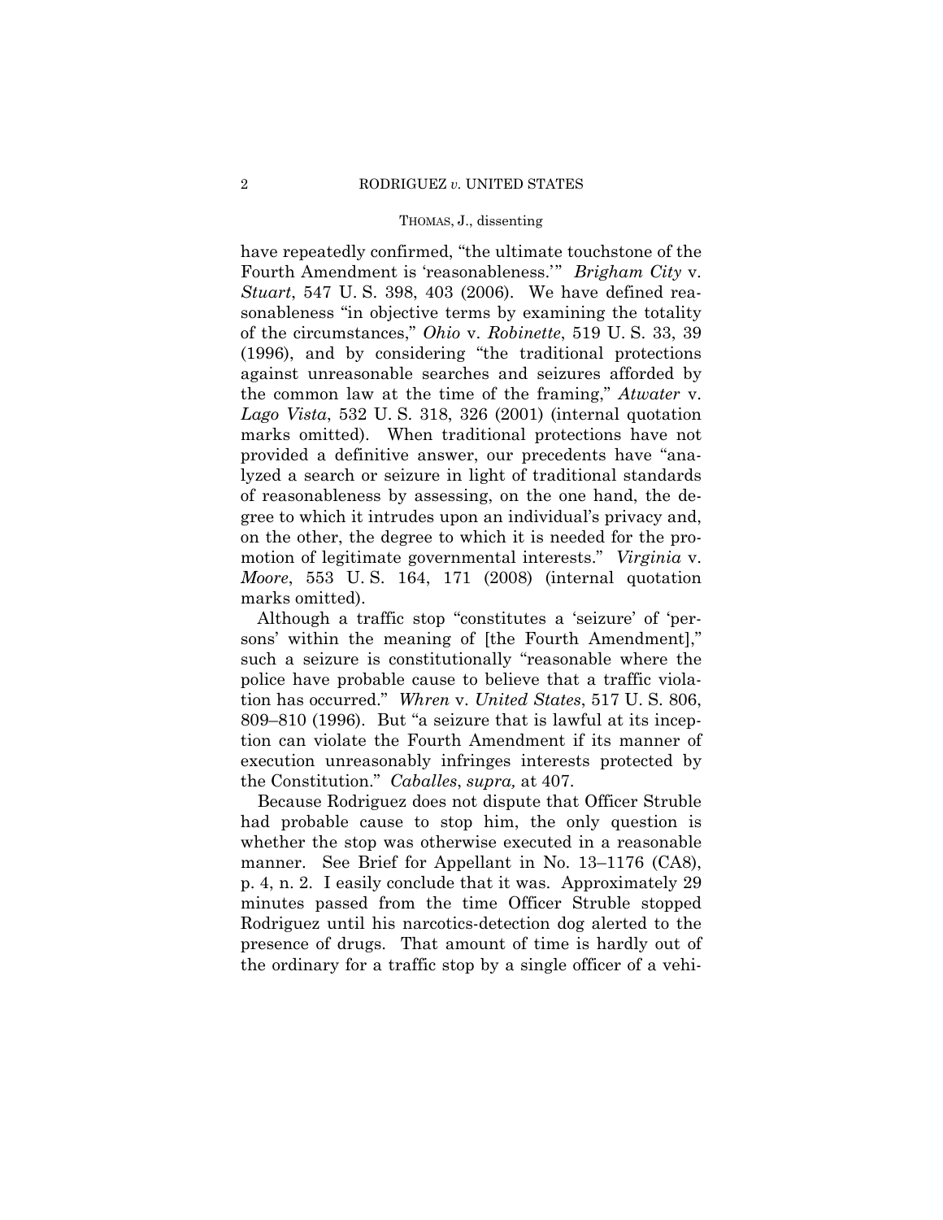have repeatedly confirmed, "the ultimate touchstone of the Fourth Amendment is 'reasonableness.'" *Brigham City* v. *Stuart*, 547 U. S. 398, 403 (2006). We have defined reasonableness "in objective terms by examining the totality of the circumstances," *Ohio* v. *Robinette*, 519 U. S. 33, 39 (1996), and by considering "the traditional protections against unreasonable searches and seizures afforded by the common law at the time of the framing," *Atwater* v. *Lago Vista*, 532 U. S. 318, 326 (2001) (internal quotation marks omitted). When traditional protections have not provided a definitive answer, our precedents have "analyzed a search or seizure in light of traditional standards of reasonableness by assessing, on the one hand, the degree to which it intrudes upon an individual's privacy and, on the other, the degree to which it is needed for the promotion of legitimate governmental interests." *Virginia* v. *Moore*, 553 U. S. 164, 171 (2008) (internal quotation marks omitted).

Although a traffic stop "constitutes a 'seizure' of 'persons' within the meaning of [the Fourth Amendment]," such a seizure is constitutionally "reasonable where the police have probable cause to believe that a traffic violation has occurred." *Whren* v. *United States*, 517 U. S. 806, 809–810 (1996). But "a seizure that is lawful at its inception can violate the Fourth Amendment if its manner of execution unreasonably infringes interests protected by the Constitution." *Caballes*, *supra,* at 407.

Because Rodriguez does not dispute that Officer Struble had probable cause to stop him, the only question is whether the stop was otherwise executed in a reasonable manner. See Brief for Appellant in No. 13–1176 (CA8), p. 4, n. 2. I easily conclude that it was. Approximately 29 minutes passed from the time Officer Struble stopped Rodriguez until his narcotics-detection dog alerted to the presence of drugs. That amount of time is hardly out of the ordinary for a traffic stop by a single officer of a vehi-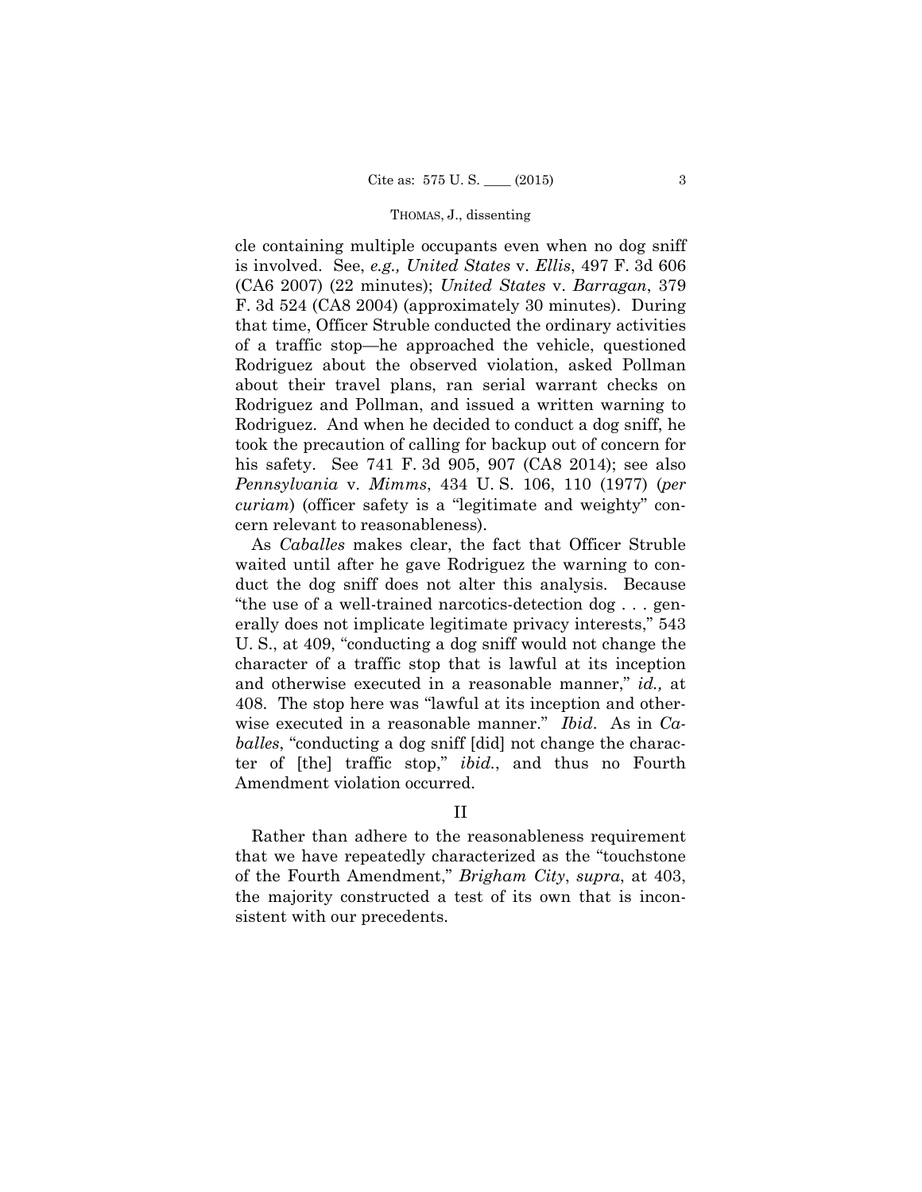cle containing multiple occupants even when no dog sniff is involved. See, *e.g., United States* v. *Ellis*, 497 F. 3d 606 (CA6 2007) (22 minutes); *United States* v. *Barragan*, 379 F. 3d 524 (CA8 2004) (approximately 30 minutes). During that time, Officer Struble conducted the ordinary activities of a traffic stop—he approached the vehicle, questioned Rodriguez about the observed violation, asked Pollman about their travel plans, ran serial warrant checks on Rodriguez and Pollman, and issued a written warning to Rodriguez. And when he decided to conduct a dog sniff, he took the precaution of calling for backup out of concern for his safety. See 741 F. 3d 905, 907 (CA8 2014); see also *Pennsylvania* v. *Mimms*, 434 U. S. 106, 110 (1977) (*per curiam*) (officer safety is a "legitimate and weighty" concern relevant to reasonableness).

As *Caballes* makes clear, the fact that Officer Struble waited until after he gave Rodriguez the warning to conduct the dog sniff does not alter this analysis. Because "the use of a well-trained narcotics-detection dog . . . generally does not implicate legitimate privacy interests," 543 U. S., at 409, "conducting a dog sniff would not change the character of a traffic stop that is lawful at its inception and otherwise executed in a reasonable manner," *id.,* at 408. The stop here was "lawful at its inception and otherwise executed in a reasonable manner." *Ibid*. As in *Caballes*, "conducting a dog sniff [did] not change the character of [the] traffic stop," *ibid.*, and thus no Fourth Amendment violation occurred.

## II

Rather than adhere to the reasonableness requirement that we have repeatedly characterized as the "touchstone of the Fourth Amendment," *Brigham City*, *supra*, at 403, the majority constructed a test of its own that is inconsistent with our precedents.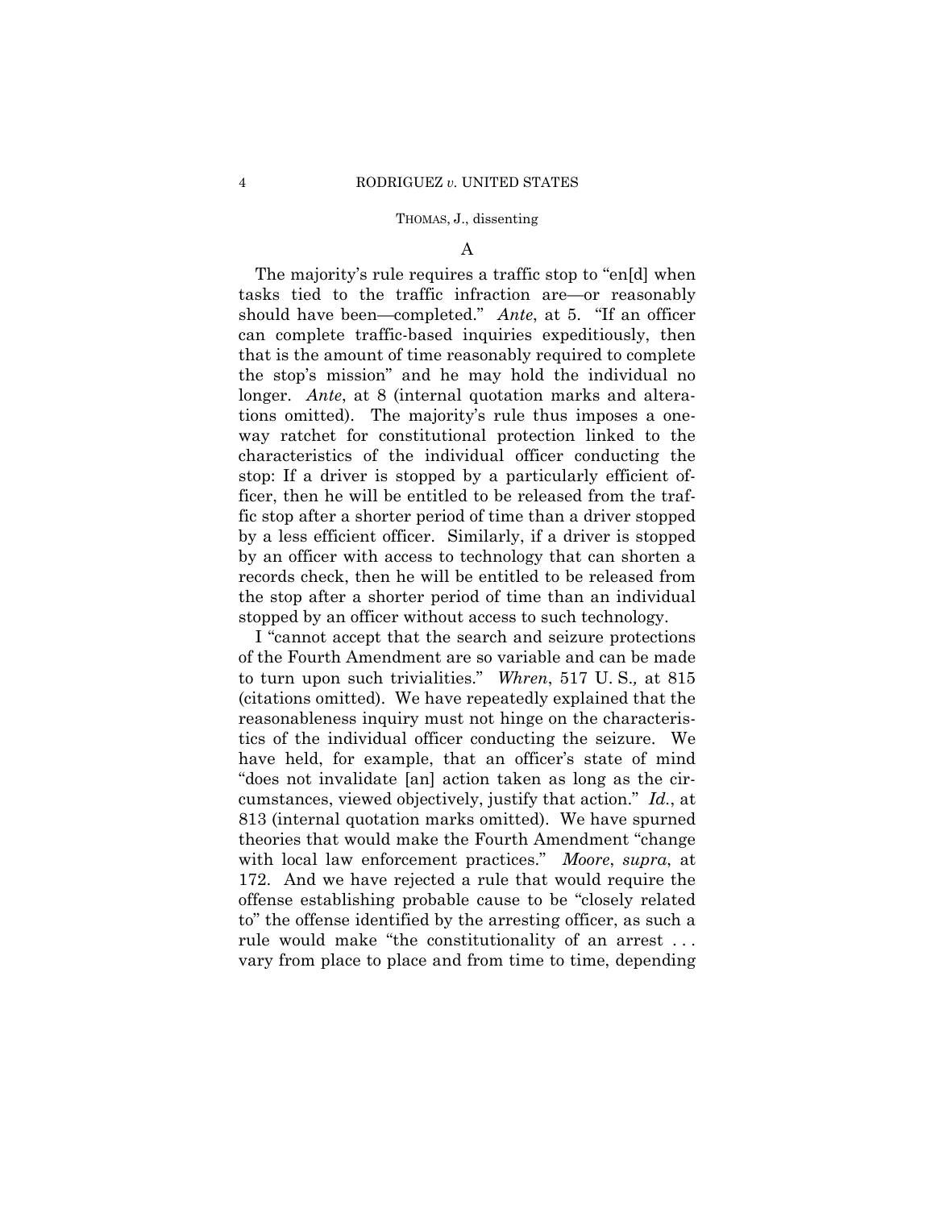### A

The majority's rule requires a traffic stop to "en[d] when tasks tied to the traffic infraction are—or reasonably should have been—completed." *Ante*, at 5. "If an officer can complete traffic-based inquiries expeditiously, then that is the amount of time reasonably required to complete the stop's mission" and he may hold the individual no longer. *Ante*, at 8 (internal quotation marks and alterations omitted). The majority's rule thus imposes a one-way ratchet for constitutional protection linked to the characteristics of the individual officer conducting the stop: If a driver is stopped by a particularly efficient officer, then he will be entitled to be released from the traffic stop after a shorter period of time than a driver stopped by a less efficient officer. Similarly, if a driver is stopped by an officer with access to technology that can shorten a records check, then he will be entitled to be released from the stop after a shorter period of time than an individual stopped by an officer without access to such technology.

I "cannot accept that the search and seizure protections of the Fourth Amendment are so variable and can be made to turn upon such trivialities." *Whren*, 517 U. S., at 815 (citations omitted). We have repeatedly explained that the reasonableness inquiry must not hinge on the characteristics of the individual officer conducting the seizure. We have held, for example, that an officer's state of mind "does not invalidate [an] action taken as long as the circumstances, viewed objectively, justify that action." *Id.*, at 813 (internal quotation marks omitted). We have spurned theories that would make the Fourth Amendment "change with local law enforcement practices." *Moore*, *supra*, at 172. And we have rejected a rule that would require the offense establishing probable cause to be "closely related to" the offense identified by the arresting officer, as such a rule would make "the constitutionality of an arrest . . . vary from place to place and from time to time, depending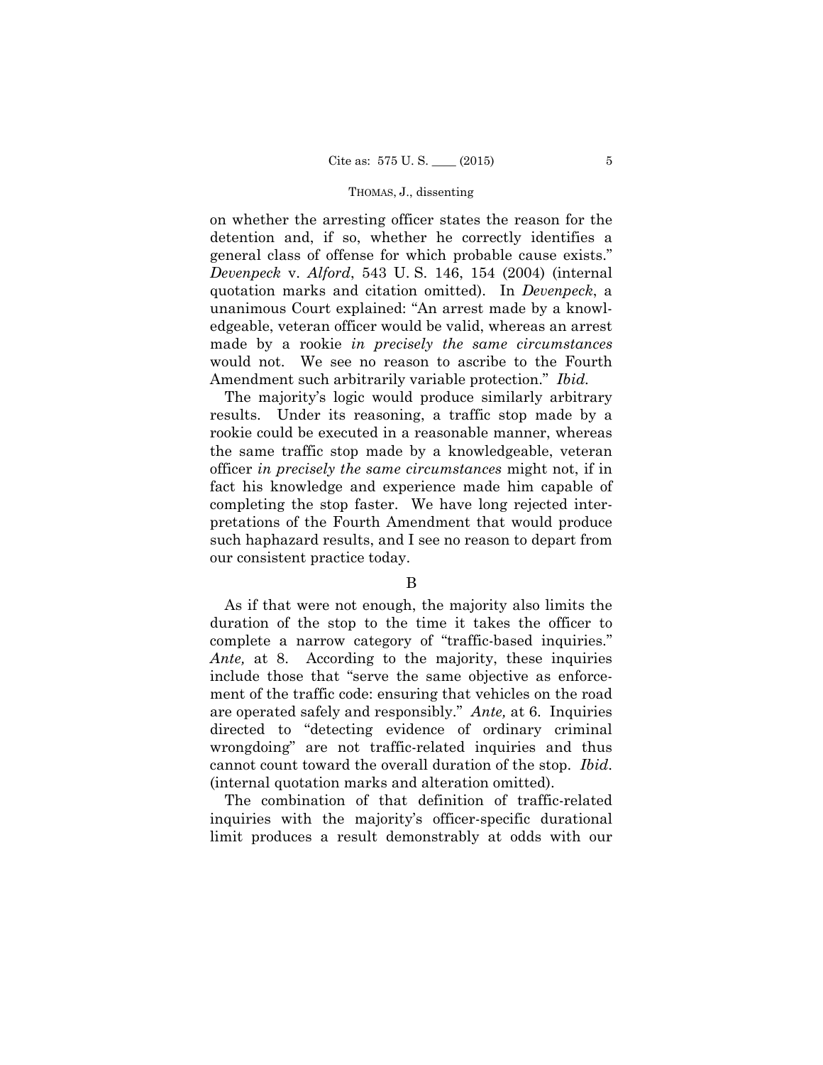on whether the arresting officer states the reason for the detention and, if so, whether he correctly identifies a general class of offense for which probable cause exists." *Devenpeck* v. *Alford*, 543 U. S. 146, 154 (2004) (internal quotation marks and citation omitted). In *Devenpeck*, a unanimous Court explained: "An arrest made by a knowledgeable, veteran officer would be valid, whereas an arrest made by a rookie *in precisely the same circumstances* would not. We see no reason to ascribe to the Fourth Amendment such arbitrarily variable protection." *Ibid.*

The majority's logic would produce similarly arbitrary results. Under its reasoning, a traffic stop made by a rookie could be executed in a reasonable manner, whereas the same traffic stop made by a knowledgeable, veteran officer *in precisely the same circumstances* might not, if in fact his knowledge and experience made him capable of completing the stop faster. We have long rejected interpretations of the Fourth Amendment that would produce such haphazard results, and I see no reason to depart from our consistent practice today.

B

As if that were not enough, the majority also limits the duration of the stop to the time it takes the officer to complete a narrow category of "traffic-based inquiries." *Ante,* at 8. According to the majority, these inquiries include those that "serve the same objective as enforcement of the traffic code: ensuring that vehicles on the road are operated safely and responsibly." *Ante,* at 6. Inquiries directed to "detecting evidence of ordinary criminal wrongdoing" are not traffic-related inquiries and thus cannot count toward the overall duration of the stop. *Ibid*. (internal quotation marks and alteration omitted).

The combination of that definition of traffic-related inquiries with the majority's officer-specific durational limit produces a result demonstrably at odds with our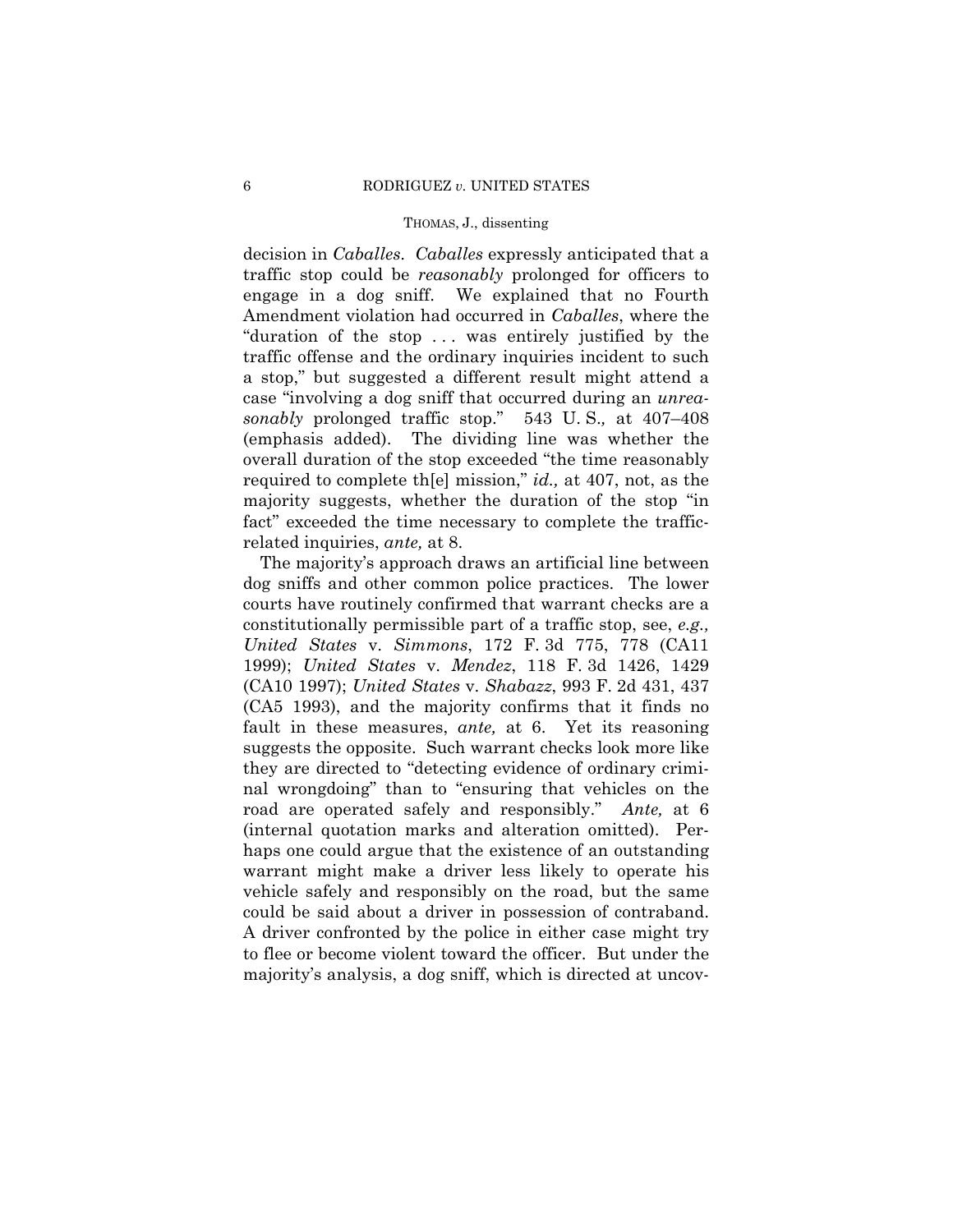decision in *Caballes*. *Caballes* expressly anticipated that a traffic stop could be *reasonably* prolonged for officers to engage in a dog sniff. We explained that no Fourth Amendment violation had occurred in *Caballes*, where the "duration of the stop . . . was entirely justified by the traffic offense and the ordinary inquiries incident to such a stop," but suggested a different result might attend a case "involving a dog sniff that occurred during an *unreasonably* prolonged traffic stop." 543 U. S.*,* at 407–408 (emphasis added). The dividing line was whether the overall duration of the stop exceeded "the time reasonably required to complete th[e] mission," *id.,* at 407, not, as the majority suggests, whether the duration of the stop "in fact" exceeded the time necessary to complete the traffic-related inquiries, *ante,* at 8.

The majority's approach draws an artificial line between dog sniffs and other common police practices. The lower courts have routinely confirmed that warrant checks are a constitutionally permissible part of a traffic stop, see, *e.g., United States* v. *Simmons*, 172 F. 3d 775, 778 (CA11 1999); *United States* v. *Mendez*, 118 F. 3d 1426, 1429 (CA10 1997); *United States* v. *Shabazz*, 993 F. 2d 431, 437 (CA5 1993), and the majority confirms that it finds no fault in these measures, *ante,* at 6. Yet its reasoning suggests the opposite. Such warrant checks look more like they are directed to "detecting evidence of ordinary criminal wrongdoing" than to "ensuring that vehicles on the road are operated safely and responsibly." *Ante,* at 6 (internal quotation marks and alteration omitted). Perhaps one could argue that the existence of an outstanding warrant might make a driver less likely to operate his vehicle safely and responsibly on the road, but the same could be said about a driver in possession of contraband. A driver confronted by the police in either case might try to flee or become violent toward the officer. But under the majority's analysis, a dog sniff, which is directed at uncov-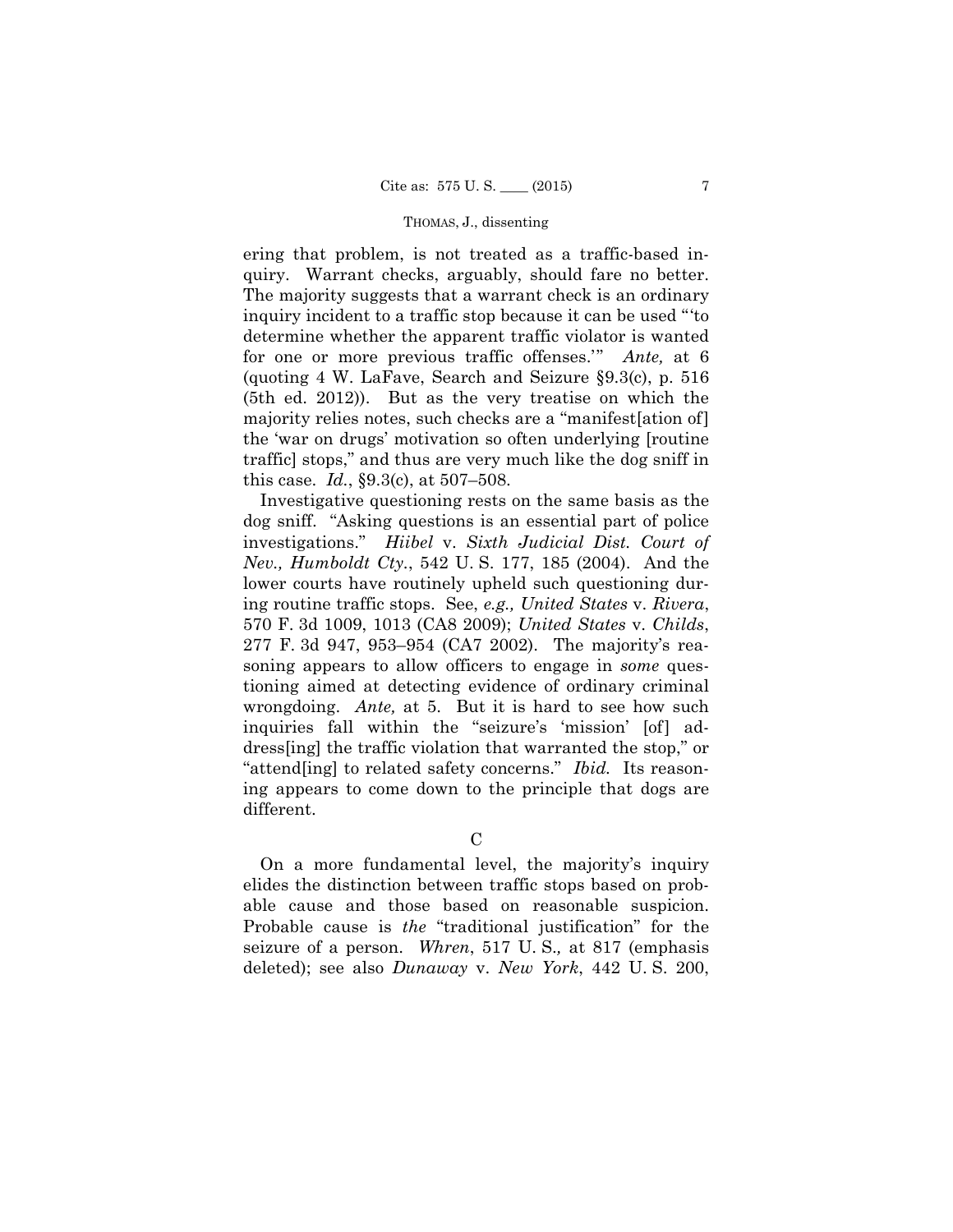ering that problem, is not treated as a traffic-based inquiry. Warrant checks, arguably, should fare no better. The majority suggests that a warrant check is an ordinary inquiry incident to a traffic stop because it can be used "'to determine whether the apparent traffic violator is wanted for one or more previous traffic offenses.'" *Ante,* at 6 (quoting 4 W. LaFave, Search and Seizure §9.3(c), p. 516 (5th ed. 2012)). But as the very treatise on which the majority relies notes, such checks are a "manifest[ation of] the 'war on drugs' motivation so often underlying [routine traffic] stops," and thus are very much like the dog sniff in this case. *Id.*, §9.3(c), at 507–508.

Investigative questioning rests on the same basis as the dog sniff. "Asking questions is an essential part of police investigations." *Hiibel* v. *Sixth Judicial Dist. Court of Nev., Humboldt Cty.*, 542 U. S. 177, 185 (2004). And the lower courts have routinely upheld such questioning during routine traffic stops. See, *e.g., United States* v. *Rivera*, 570 F. 3d 1009, 1013 (CA8 2009); *United States* v. *Childs*, 277 F. 3d 947, 953–954 (CA7 2002). The majority's reasoning appears to allow officers to engage in *some* questioning aimed at detecting evidence of ordinary criminal wrongdoing. *Ante,* at 5. But it is hard to see how such inquiries fall within the "seizure's 'mission' [of] address[ing] the traffic violation that warranted the stop," or "attend[ing] to related safety concerns." *Ibid.* Its reasoning appears to come down to the principle that dogs are different.

C

On a more fundamental level, the majority's inquiry elides the distinction between traffic stops based on probable cause and those based on reasonable suspicion. Probable cause is *the* "traditional justification" for the seizure of a person. *Whren*, 517 U. S., at 817 (emphasis deleted); see also *Dunaway* v. *New York*, 442 U. S. 200,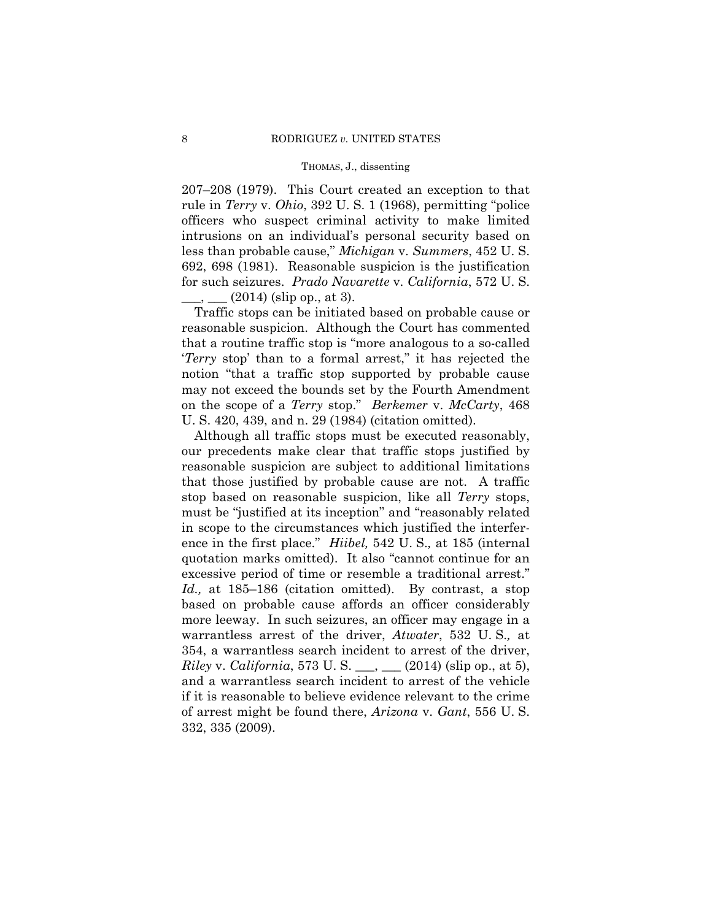207–208 (1979). This Court created an exception to that rule in *Terry* v. *Ohio*, 392 U. S. 1 (1968), permitting "police officers who suspect criminal activity to make limited intrusions on an individual's personal security based on less than probable cause," *Michigan* v. *Summers*, 452 U. S. 692, 698 (1981). Reasonable suspicion is the justification for such seizures. *Prado Navarette* v. *California*, 572 U. S. ___, ___ (2014) (slip op., at 3).

Traffic stops can be initiated based on probable cause or reasonable suspicion. Although the Court has commented that a routine traffic stop is "more analogous to a so-called '*Terry* stop' than to a formal arrest," it has rejected the notion "that a traffic stop supported by probable cause may not exceed the bounds set by the Fourth Amendment on the scope of a *Terry* stop." *Berkemer* v. *McCarty*, 468 U. S. 420, 439, and n. 29 (1984) (citation omitted).

Although all traffic stops must be executed reasonably, our precedents make clear that traffic stops justified by reasonable suspicion are subject to additional limitations that those justified by probable cause are not. A traffic stop based on reasonable suspicion, like all *Terry* stops, must be "justified at its inception" and "reasonably related in scope to the circumstances which justified the interference in the first place." *Hiibel,* 542 U. S.*,* at 185 (internal quotation marks omitted). It also "cannot continue for an excessive period of time or resemble a traditional arrest." *Id.,* at 185–186 (citation omitted). By contrast, a stop based on probable cause affords an officer considerably more leeway. In such seizures, an officer may engage in a warrantless arrest of the driver, *Atwater*, 532 U. S.*,* at 354, a warrantless search incident to arrest of the driver, *Riley* v. *California*, 573 U. S. ___, ___ (2014) (slip op., at 5), and a warrantless search incident to arrest of the vehicle if it is reasonable to believe evidence relevant to the crime of arrest might be found there, *Arizona* v. *Gant*, 556 U. S. 332, 335 (2009).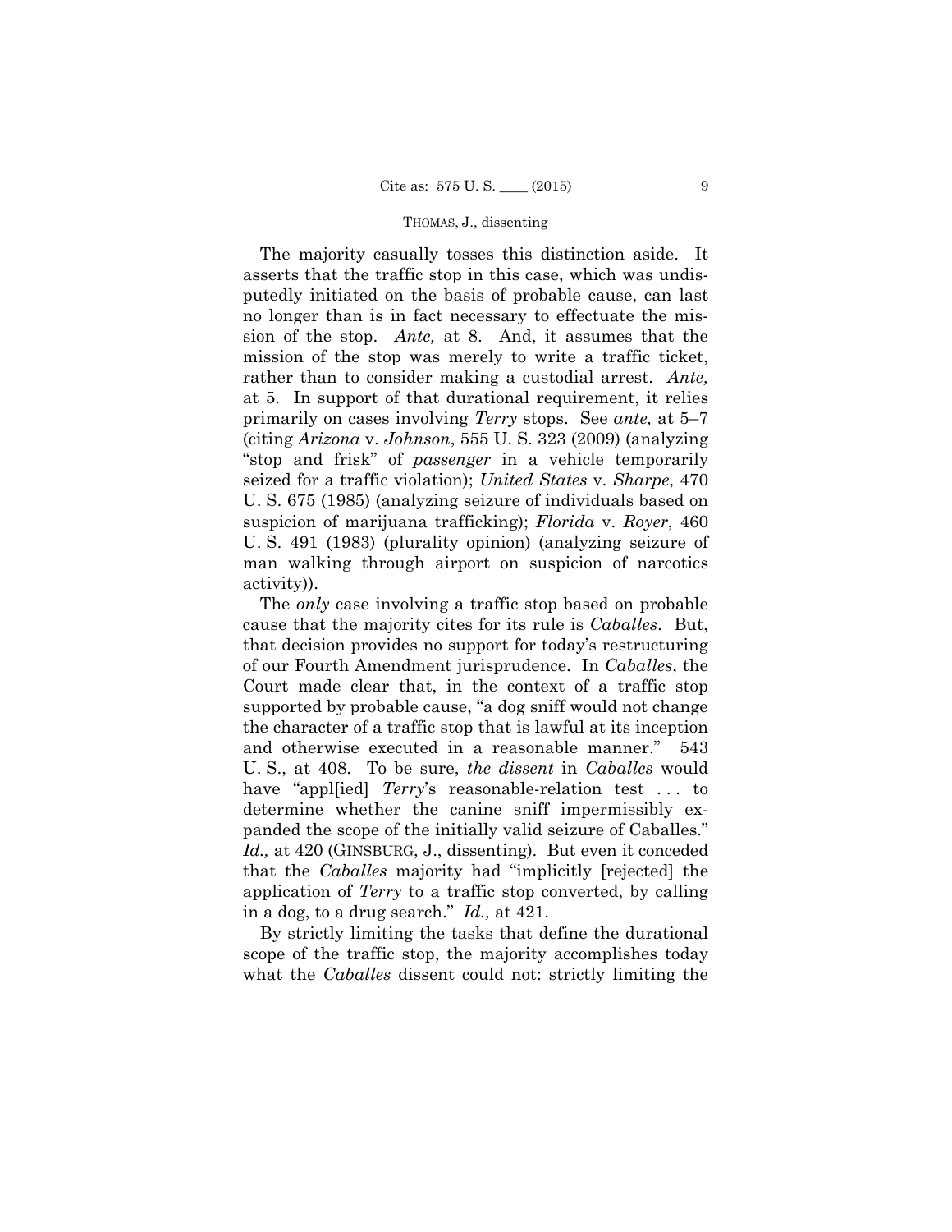The majority casually tosses this distinction aside. It asserts that the traffic stop in this case, which was undisputedly initiated on the basis of probable cause, can last no longer than is in fact necessary to effectuate the mission of the stop. *Ante,* at 8. And, it assumes that the mission of the stop was merely to write a traffic ticket, rather than to consider making a custodial arrest. *Ante,* at 5. In support of that durational requirement, it relies primarily on cases involving *Terry* stops. See *ante,* at 5–7 (citing *Arizona* v. *Johnson*, 555 U. S. 323 (2009) (analyzing "stop and frisk" of *passenger* in a vehicle temporarily seized for a traffic violation); *United States* v. *Sharpe*, 470 U. S. 675 (1985) (analyzing seizure of individuals based on suspicion of marijuana trafficking); *Florida* v. *Royer*, 460 U. S. 491 (1983) (plurality opinion) (analyzing seizure of man walking through airport on suspicion of narcotics activity)).

The *only* case involving a traffic stop based on probable cause that the majority cites for its rule is *Caballes*. But, that decision provides no support for today's restructuring of our Fourth Amendment jurisprudence. In *Caballes*, the Court made clear that, in the context of a traffic stop supported by probable cause, "a dog sniff would not change the character of a traffic stop that is lawful at its inception and otherwise executed in a reasonable manner." 543 U. S., at 408. To be sure, *the dissent* in *Caballes* would have "appl[ied] *Terry*'s reasonable-relation test . . . to determine whether the canine sniff impermissibly expanded the scope of the initially valid seizure of Caballes." *Id.,* at 420 (GINSBURG, J., dissenting). But even it conceded that the *Caballes* majority had "implicitly [rejected] the application of *Terry* to a traffic stop converted, by calling in a dog, to a drug search." *Id.,* at 421.

By strictly limiting the tasks that define the durational scope of the traffic stop, the majority accomplishes today what the *Caballes* dissent could not: strictly limiting the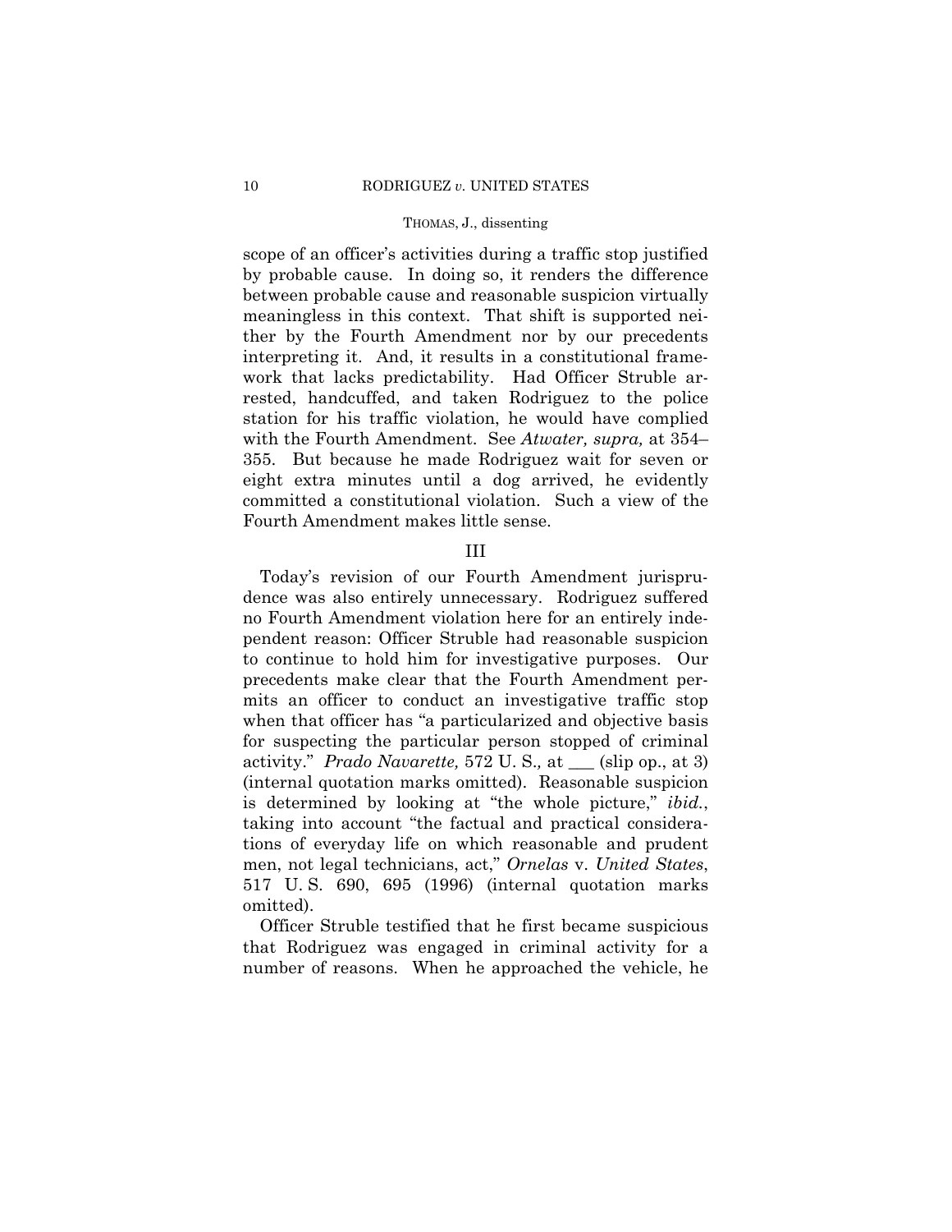scope of an officer's activities during a traffic stop justified by probable cause. In doing so, it renders the difference between probable cause and reasonable suspicion virtually meaningless in this context. That shift is supported neither by the Fourth Amendment nor by our precedents interpreting it. And, it results in a constitutional framework that lacks predictability. Had Officer Struble arrested, handcuffed, and taken Rodriguez to the police station for his traffic violation, he would have complied with the Fourth Amendment. See *Atwater, supra,* at 354–355. But because he made Rodriguez wait for seven or eight extra minutes until a dog arrived, he evidently committed a constitutional violation. Such a view of the Fourth Amendment makes little sense.

## III

Today's revision of our Fourth Amendment jurisprudence was also entirely unnecessary. Rodriguez suffered no Fourth Amendment violation here for an entirely independent reason: Officer Struble had reasonable suspicion to continue to hold him for investigative purposes. Our precedents make clear that the Fourth Amendment permits an officer to conduct an investigative traffic stop when that officer has "a particularized and objective basis for suspecting the particular person stopped of criminal activity." *Prado Navarette,* 572 U. S., at ___ (slip op., at 3) (internal quotation marks omitted). Reasonable suspicion is determined by looking at "the whole picture," *ibid.*, taking into account "the factual and practical considerations of everyday life on which reasonable and prudent men, not legal technicians, act," *Ornelas* v. *United States*, 517 U. S. 690, 695 (1996) (internal quotation marks omitted).

Officer Struble testified that he first became suspicious that Rodriguez was engaged in criminal activity for a number of reasons. When he approached the vehicle, he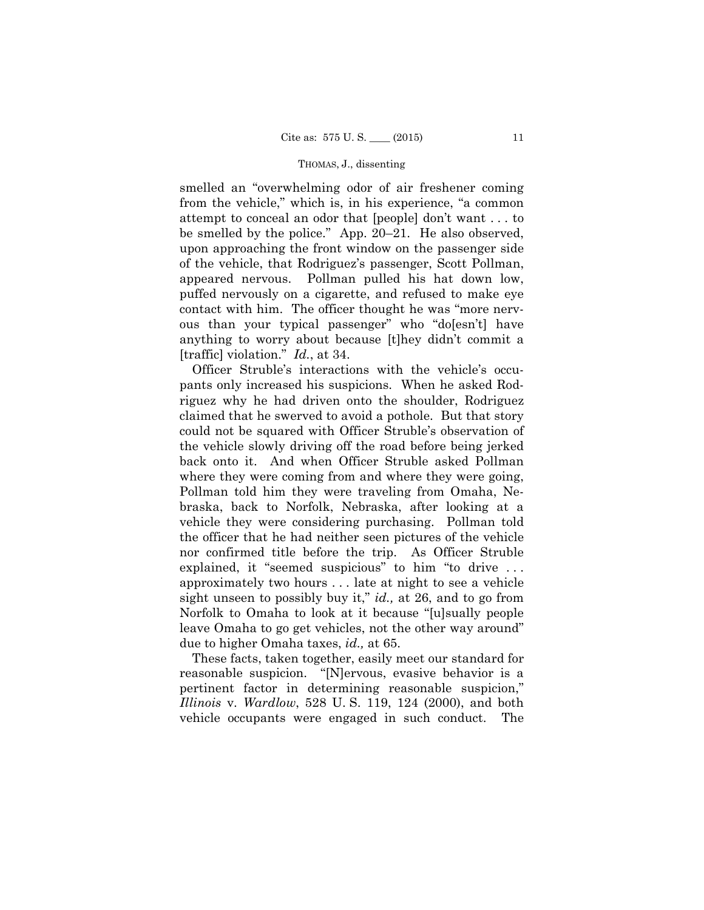smelled an "overwhelming odor of air freshener coming from the vehicle," which is, in his experience, "a common attempt to conceal an odor that [people] don't want . . . to be smelled by the police." App. 20–21. He also observed, upon approaching the front window on the passenger side of the vehicle, that Rodriguez's passenger, Scott Pollman, appeared nervous. Pollman pulled his hat down low, puffed nervously on a cigarette, and refused to make eye contact with him. The officer thought he was "more nervous than your typical passenger" who "do[esn't] have anything to worry about because [t]hey didn't commit a [traffic] violation." *Id.*, at 34.

Officer Struble's interactions with the vehicle's occupants only increased his suspicions. When he asked Rodriguez why he had driven onto the shoulder, Rodriguez claimed that he swerved to avoid a pothole. But that story could not be squared with Officer Struble's observation of the vehicle slowly driving off the road before being jerked back onto it. And when Officer Struble asked Pollman where they were coming from and where they were going, Pollman told him they were traveling from Omaha, Nebraska, back to Norfolk, Nebraska, after looking at a vehicle they were considering purchasing. Pollman told the officer that he had neither seen pictures of the vehicle nor confirmed title before the trip. As Officer Struble explained, it "seemed suspicious" to him "to drive . . . approximately two hours . . . late at night to see a vehicle sight unseen to possibly buy it," *id.,* at 26, and to go from Norfolk to Omaha to look at it because "[u]sually people leave Omaha to go get vehicles, not the other way around" due to higher Omaha taxes, *id.,* at 65.

These facts, taken together, easily meet our standard for reasonable suspicion. "[N]ervous, evasive behavior is a pertinent factor in determining reasonable suspicion," *Illinois* v. *Wardlow*, 528 U. S. 119, 124 (2000), and both vehicle occupants were engaged in such conduct. The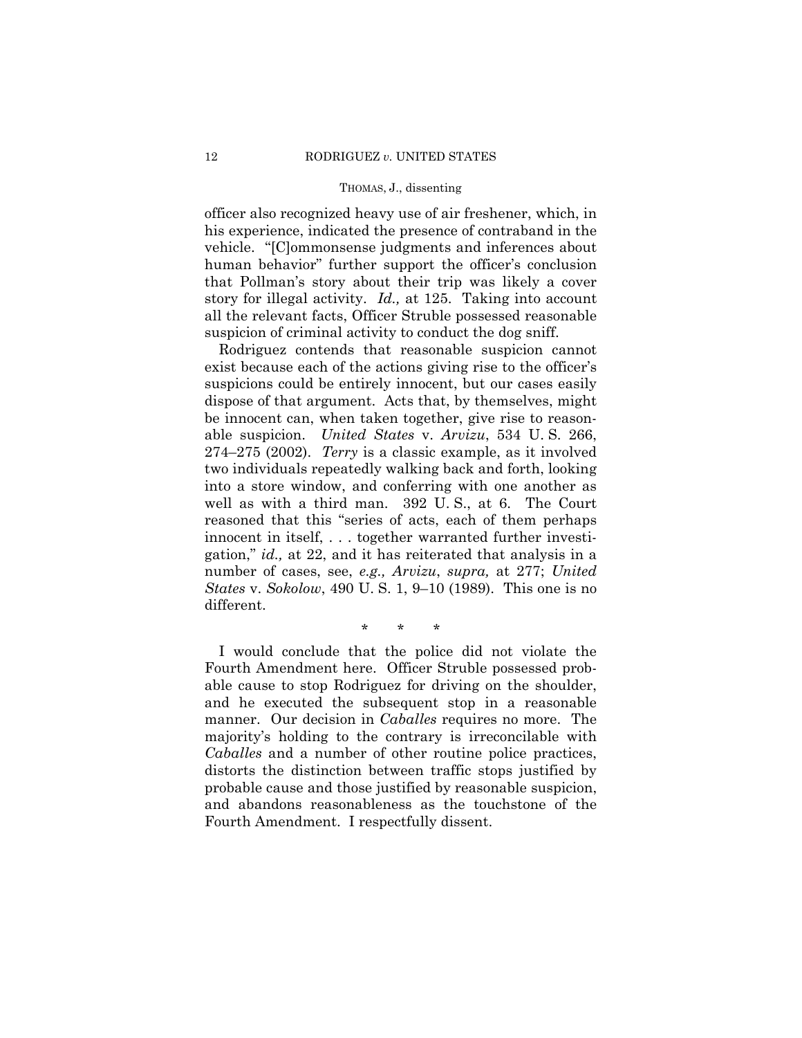officer also recognized heavy use of air freshener, which, in his experience, indicated the presence of contraband in the vehicle. "[C]ommonsense judgments and inferences about human behavior" further support the officer's conclusion that Pollman's story about their trip was likely a cover story for illegal activity. *Id.,* at 125. Taking into account all the relevant facts, Officer Struble possessed reasonable suspicion of criminal activity to conduct the dog sniff.

Rodriguez contends that reasonable suspicion cannot exist because each of the actions giving rise to the officer's suspicions could be entirely innocent, but our cases easily dispose of that argument. Acts that, by themselves, might be innocent can, when taken together, give rise to reasonable suspicion. *United States* v. *Arvizu*, 534 U. S. 266, 274–275 (2002). *Terry* is a classic example, as it involved two individuals repeatedly walking back and forth, looking into a store window, and conferring with one another as well as with a third man. 392 U. S., at 6. The Court reasoned that this "series of acts, each of them perhaps innocent in itself, . . . together warranted further investigation," *id.,* at 22, and it has reiterated that analysis in a number of cases, see, *e.g., Arvizu*, *supra,* at 277; *United States* v. *Sokolow*, 490 U. S. 1, 9–10 (1989). This one is no different.

\* \* \*

I would conclude that the police did not violate the Fourth Amendment here. Officer Struble possessed probable cause to stop Rodriguez for driving on the shoulder, and he executed the subsequent stop in a reasonable manner. Our decision in *Caballes* requires no more. The majority's holding to the contrary is irreconcilable with *Caballes* and a number of other routine police practices, distorts the distinction between traffic stops justified by probable cause and those justified by reasonable suspicion, and abandons reasonableness as the touchstone of the Fourth Amendment. I respectfully dissent.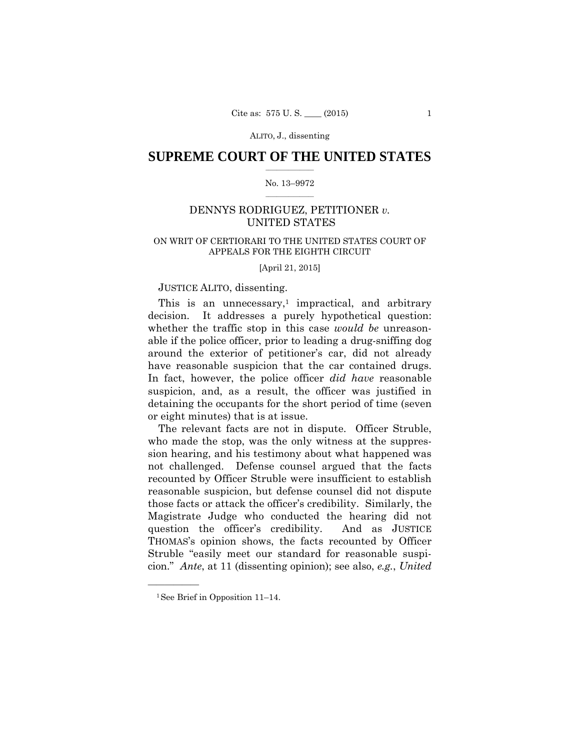**SUPREME COURT OF THE UNITED STATES**

No. 13–9972

DENNYS RODRIGUEZ, PETITIONER *v.* UNITED STATES

ON WRIT OF CERTIORARI TO THE UNITED STATES COURT OF APPEALS FOR THE EIGHTH CIRCUIT

[April 21, 2015]

JUSTICE ALITO, dissenting.

This is an unnecessary,[1] impractical, and arbitrary decision. It addresses a purely hypothetical question: whether the traffic stop in this case *would be* unreasonable if the police officer, prior to leading a drug-sniffing dog around the exterior of petitioner's car, did not already have reasonable suspicion that the car contained drugs. In fact, however, the police officer *did have* reasonable suspicion, and, as a result, the officer was justified in detaining the occupants for the short period of time (seven or eight minutes) that is at issue.

The relevant facts are not in dispute. Officer Struble, who made the stop, was the only witness at the suppression hearing, and his testimony about what happened was not challenged. Defense counsel argued that the facts recounted by Officer Struble were insufficient to establish reasonable suspicion, but defense counsel did not dispute those facts or attack the officer's credibility. Similarly, the Magistrate Judge who conducted the hearing did not question the officer's credibility. And as JUSTICE THOMAS's opinion shows, the facts recounted by Officer Struble "easily meet our standard for reasonable suspicion." *Ante*, at 11 (dissenting opinion); see also, *e.g.*, *United*

---

[1] See Brief in Opposition 11–14.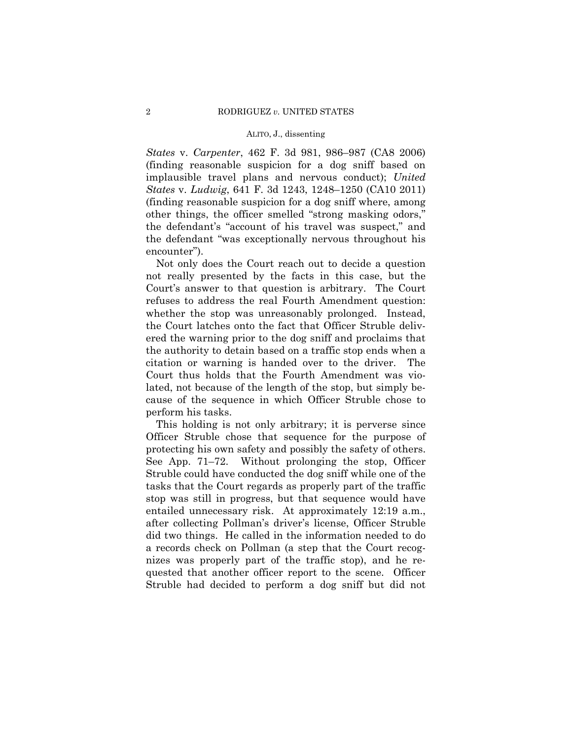*States* v. *Carpenter*, 462 F. 3d 981, 986–987 (CA8 2006) (finding reasonable suspicion for a dog sniff based on implausible travel plans and nervous conduct); *United States* v. *Ludwig*, 641 F. 3d 1243, 1248–1250 (CA10 2011) (finding reasonable suspicion for a dog sniff where, among other things, the officer smelled "strong masking odors," the defendant's "account of his travel was suspect," and the defendant "was exceptionally nervous throughout his encounter").

Not only does the Court reach out to decide a question not really presented by the facts in this case, but the Court's answer to that question is arbitrary. The Court refuses to address the real Fourth Amendment question: whether the stop was unreasonably prolonged. Instead, the Court latches onto the fact that Officer Struble delivered the warning prior to the dog sniff and proclaims that the authority to detain based on a traffic stop ends when a citation or warning is handed over to the driver. The Court thus holds that the Fourth Amendment was violated, not because of the length of the stop, but simply because of the sequence in which Officer Struble chose to perform his tasks.

This holding is not only arbitrary; it is perverse since Officer Struble chose that sequence for the purpose of protecting his own safety and possibly the safety of others. See App. 71–72. Without prolonging the stop, Officer Struble could have conducted the dog sniff while one of the tasks that the Court regards as properly part of the traffic stop was still in progress, but that sequence would have entailed unnecessary risk. At approximately 12:19 a.m., after collecting Pollman's driver's license, Officer Struble did two things. He called in the information needed to do a records check on Pollman (a step that the Court recognizes was properly part of the traffic stop), and he requested that another officer report to the scene. Officer Struble had decided to perform a dog sniff but did not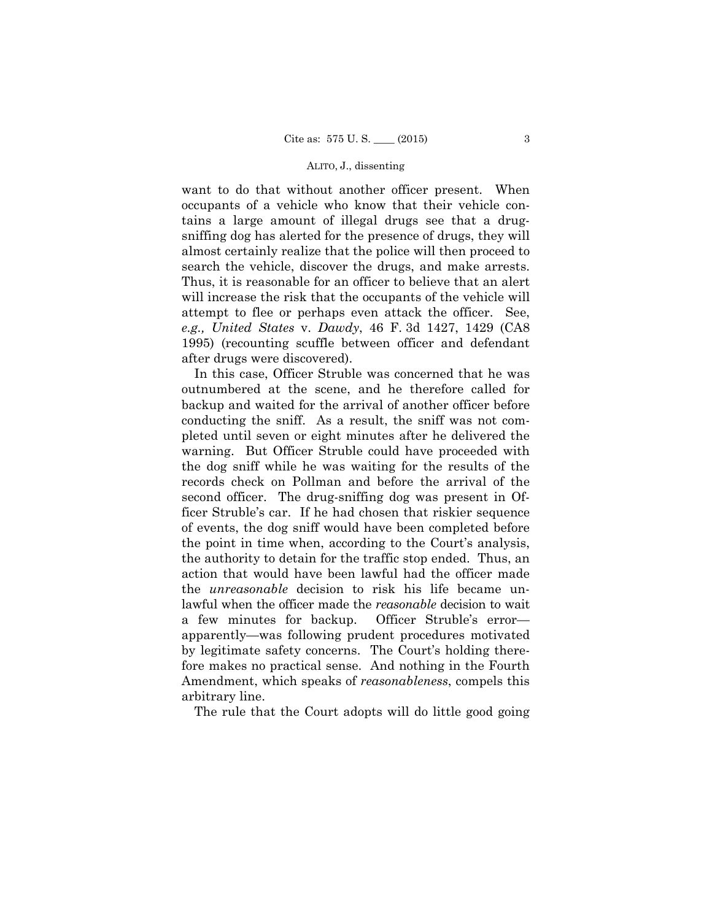want to do that without another officer present. When occupants of a vehicle who know that their vehicle contains a large amount of illegal drugs see that a drug-sniffing dog has alerted for the presence of drugs, they will almost certainly realize that the police will then proceed to search the vehicle, discover the drugs, and make arrests. Thus, it is reasonable for an officer to believe that an alert will increase the risk that the occupants of the vehicle will attempt to flee or perhaps even attack the officer. See, *e.g., United States* v. *Dawdy*, 46 F. 3d 1427, 1429 (CA8 1995) (recounting scuffle between officer and defendant after drugs were discovered).

In this case, Officer Struble was concerned that he was outnumbered at the scene, and he therefore called for backup and waited for the arrival of another officer before conducting the sniff. As a result, the sniff was not completed until seven or eight minutes after he delivered the warning. But Officer Struble could have proceeded with the dog sniff while he was waiting for the results of the records check on Pollman and before the arrival of the second officer. The drug-sniffing dog was present in Officer Struble's car. If he had chosen that riskier sequence of events, the dog sniff would have been completed before the point in time when, according to the Court's analysis, the authority to detain for the traffic stop ended. Thus, an action that would have been lawful had the officer made the *unreasonable* decision to risk his life became unlawful when the officer made the *reasonable* decision to wait a few minutes for backup. Officer Struble's error—apparently—was following prudent procedures motivated by legitimate safety concerns. The Court's holding therefore makes no practical sense. And nothing in the Fourth Amendment, which speaks of *reasonableness*, compels this arbitrary line.

The rule that the Court adopts will do little good going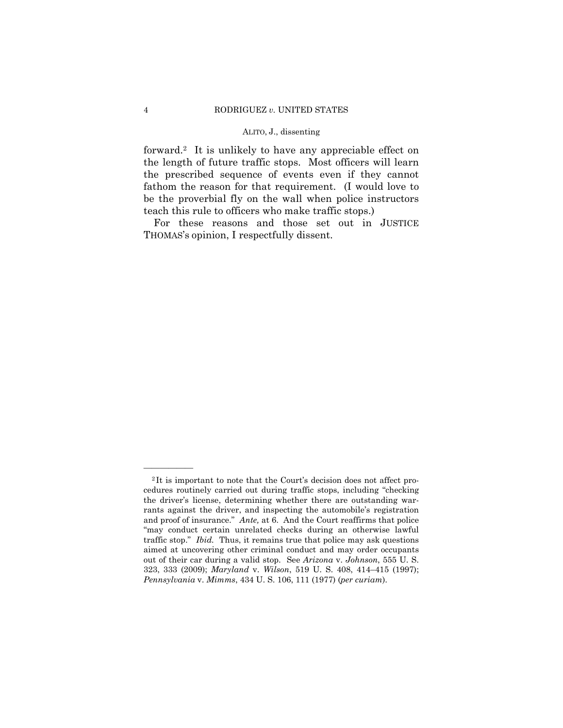forward.[2] It is unlikely to have any appreciable effect on the length of future traffic stops. Most officers will learn the prescribed sequence of events even if they cannot fathom the reason for that requirement. (I would love to be the proverbial fly on the wall when police instructors teach this rule to officers who make traffic stops.)

For these reasons and those set out in JUSTICE THOMAS's opinion, I respectfully dissent.

---

[2] It is important to note that the Court's decision does not affect procedures routinely carried out during traffic stops, including "checking the driver's license, determining whether there are outstanding warrants against the driver, and inspecting the automobile's registration and proof of insurance." *Ante,* at 6. And the Court reaffirms that police "may conduct certain unrelated checks during an otherwise lawful traffic stop." *Ibid.* Thus, it remains true that police may ask questions aimed at uncovering other criminal conduct and may order occupants out of their car during a valid stop. See *Arizona* v. *Johnson*, 555 U. S. 323, 333 (2009); *Maryland* v. *Wilson*, 519 U. S. 408, 414–415 (1997); *Pennsylvania* v. *Mimms*, 434 U. S. 106, 111 (1977) (*per curiam*).